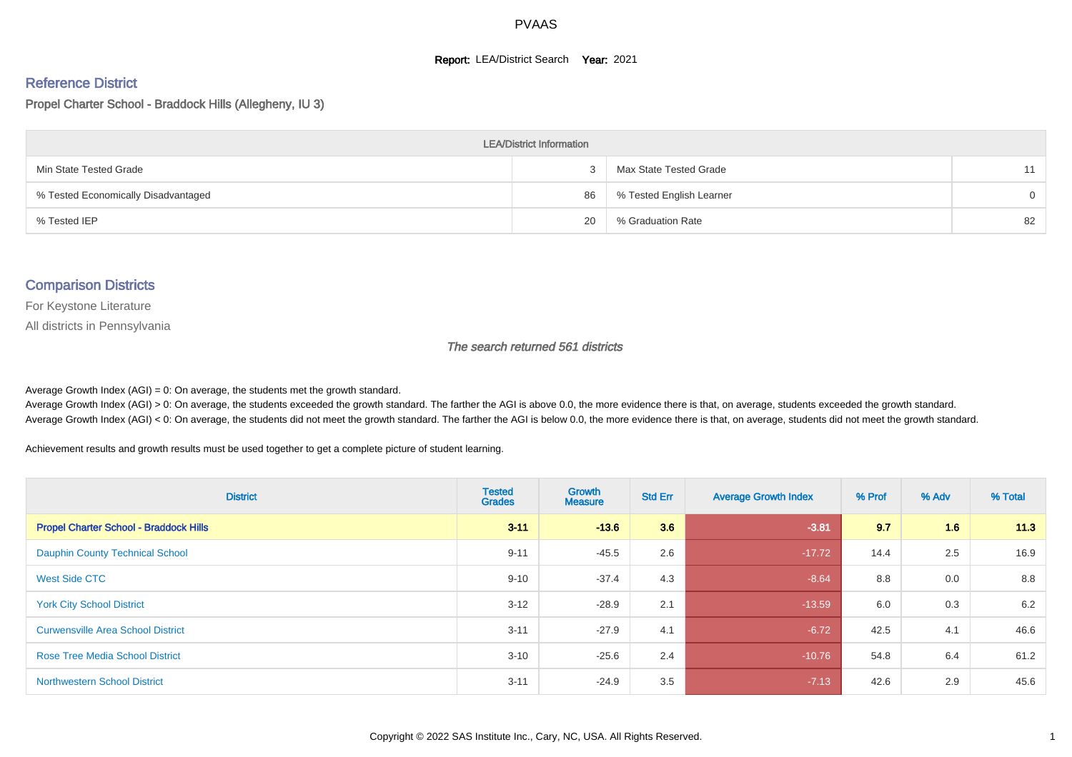# PVAAS

**Report:** LEA/District Search **Year:** 2021

## Reference District

Propel Charter School - Braddock Hills (Allegheny, IU 3)

| LEA/District Information | | | |
|---|---|---|---|
| Min State Tested Grade | 3 | Max State Tested Grade | 11 |
| % Tested Economically Disadvantaged | 86 | % Tested English Learner | 0 |
| % Tested IEP | 20 | % Graduation Rate | 82 |

## Comparison Districts

For Keystone Literature

All districts in Pennsylvania

*The search returned 561 districts*

Average Growth Index (AGI) = 0: On average, the students met the growth standard.
Average Growth Index (AGI) > 0: On average, the students exceeded the growth standard. The farther the AGI is above 0.0, the more evidence there is that, on average, students exceeded the growth standard.
Average Growth Index (AGI) < 0: On average, the students did not meet the growth standard. The farther the AGI is below 0.0, the more evidence there is that, on average, students did not meet the growth standard.

Achievement results and growth results must be used together to get a complete picture of student learning.

| District | Tested Grades | Growth Measure | Std Err | Average Growth Index | % Prof | % Adv | % Total |
|---|---|---|---|---|---|---|---|
| **Propel Charter School - Braddock Hills** | **3-11** | **-13.6** | **3.6** | **-3.81** | **9.7** | **1.6** | **11.3** |
| Dauphin County Technical School | 9-11 | -45.5 | 2.6 | -17.72 | 14.4 | 2.5 | 16.9 |
| West Side CTC | 9-10 | -37.4 | 4.3 | -8.64 | 8.8 | 0.0 | 8.8 |
| York City School District | 3-12 | -28.9 | 2.1 | -13.59 | 6.0 | 0.3 | 6.2 |
| Curwensville Area School District | 3-11 | -27.9 | 4.1 | -6.72 | 42.5 | 4.1 | 46.6 |
| Rose Tree Media School District | 3-10 | -25.6 | 2.4 | -10.76 | 54.8 | 6.4 | 61.2 |
| Northwestern School District | 3-11 | -24.9 | 3.5 | -7.13 | 42.6 | 2.9 | 45.6 |

Copyright © 2022 SAS Institute Inc., Cary, NC, USA. All Rights Reserved.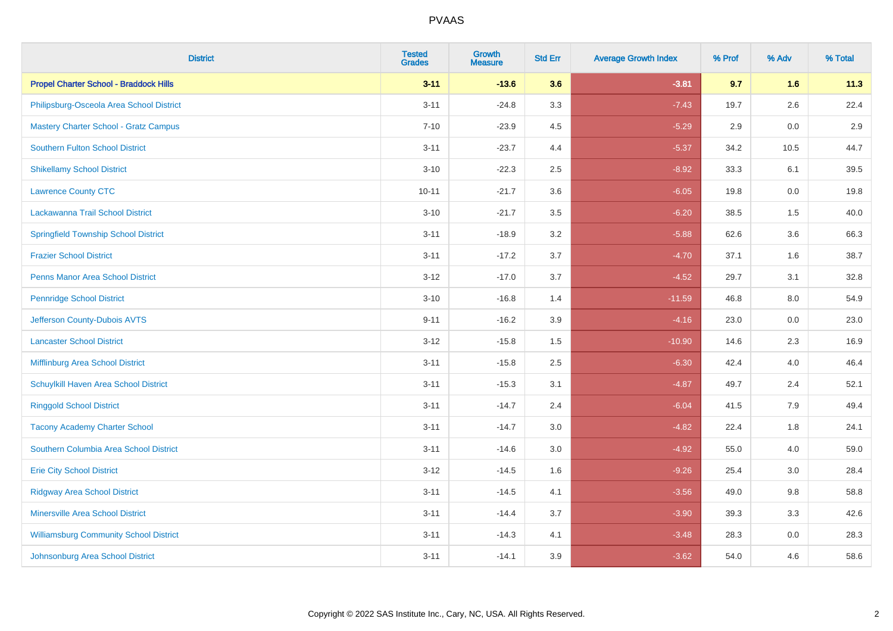| District | Tested Grades | Growth Measure | Std Err | Average Growth Index | % Prof | % Adv | % Total |
|---|---|---|---|---|---|---|---|
| **Propel Charter School - Braddock Hills** | **3-11** | **-13.6** | **3.6** | **-3.81** | **9.7** | **1.6** | **11.3** |
| Philipsburg-Osceola Area School District | 3-11 | -24.8 | 3.3 | -7.43 | 19.7 | 2.6 | 22.4 |
| Mastery Charter School - Gratz Campus | 7-10 | -23.9 | 4.5 | -5.29 | 2.9 | 0.0 | 2.9 |
| Southern Fulton School District | 3-11 | -23.7 | 4.4 | -5.37 | 34.2 | 10.5 | 44.7 |
| Shikellamy School District | 3-10 | -22.3 | 2.5 | -8.92 | 33.3 | 6.1 | 39.5 |
| Lawrence County CTC | 10-11 | -21.7 | 3.6 | -6.05 | 19.8 | 0.0 | 19.8 |
| Lackawanna Trail School District | 3-10 | -21.7 | 3.5 | -6.20 | 38.5 | 1.5 | 40.0 |
| Springfield Township School District | 3-11 | -18.9 | 3.2 | -5.88 | 62.6 | 3.6 | 66.3 |
| Frazier School District | 3-11 | -17.2 | 3.7 | -4.70 | 37.1 | 1.6 | 38.7 |
| Penns Manor Area School District | 3-12 | -17.0 | 3.7 | -4.52 | 29.7 | 3.1 | 32.8 |
| Pennridge School District | 3-10 | -16.8 | 1.4 | -11.59 | 46.8 | 8.0 | 54.9 |
| Jefferson County-Dubois AVTS | 9-11 | -16.2 | 3.9 | -4.16 | 23.0 | 0.0 | 23.0 |
| Lancaster School District | 3-12 | -15.8 | 1.5 | -10.90 | 14.6 | 2.3 | 16.9 |
| Mifflinburg Area School District | 3-11 | -15.8 | 2.5 | -6.30 | 42.4 | 4.0 | 46.4 |
| Schuylkill Haven Area School District | 3-11 | -15.3 | 3.1 | -4.87 | 49.7 | 2.4 | 52.1 |
| Ringgold School District | 3-11 | -14.7 | 2.4 | -6.04 | 41.5 | 7.9 | 49.4 |
| Tacony Academy Charter School | 3-11 | -14.7 | 3.0 | -4.82 | 22.4 | 1.8 | 24.1 |
| Southern Columbia Area School District | 3-11 | -14.6 | 3.0 | -4.92 | 55.0 | 4.0 | 59.0 |
| Erie City School District | 3-12 | -14.5 | 1.6 | -9.26 | 25.4 | 3.0 | 28.4 |
| Ridgway Area School District | 3-11 | -14.5 | 4.1 | -3.56 | 49.0 | 9.8 | 58.8 |
| Minersville Area School District | 3-11 | -14.4 | 3.7 | -3.90 | 39.3 | 3.3 | 42.6 |
| Williamsburg Community School District | 3-11 | -14.3 | 4.1 | -3.48 | 28.3 | 0.0 | 28.3 |
| Johnsonburg Area School District | 3-11 | -14.1 | 3.9 | -3.62 | 54.0 | 4.6 | 58.6 |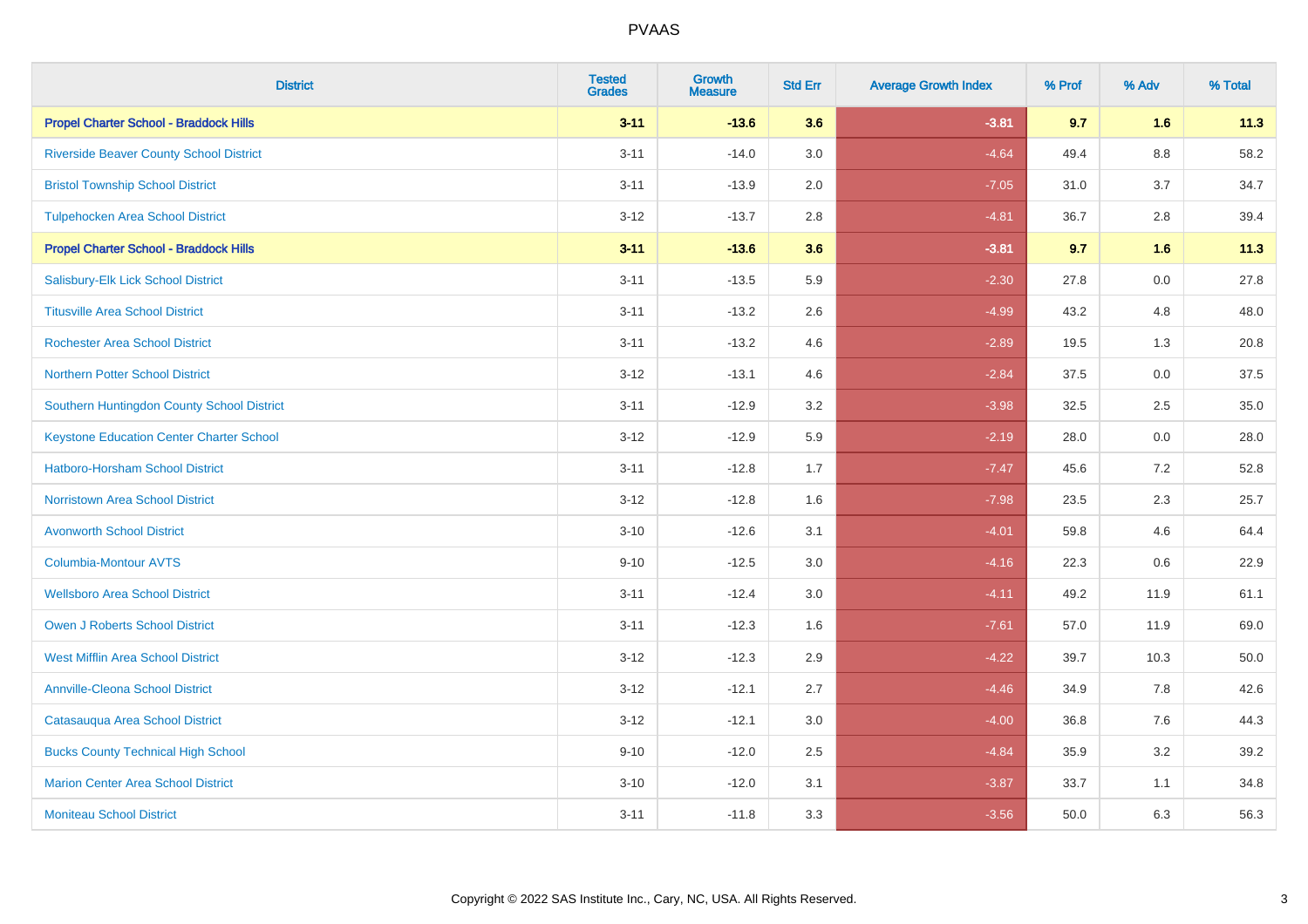# PVAAS

| District | Tested Grades | Growth Measure | Std Err | Average Growth Index | % Prof | % Adv | % Total |
|---|---|---|---|---|---|---|---|
| **Propel Charter School - Braddock Hills** | **3-11** | **-13.6** | **3.6** | **-3.81** | **9.7** | **1.6** | **11.3** |
| Riverside Beaver County School District | 3-11 | -14.0 | 3.0 | -4.64 | 49.4 | 8.8 | 58.2 |
| Bristol Township School District | 3-11 | -13.9 | 2.0 | -7.05 | 31.0 | 3.7 | 34.7 |
| Tulpehocken Area School District | 3-12 | -13.7 | 2.8 | -4.81 | 36.7 | 2.8 | 39.4 |
| **Propel Charter School - Braddock Hills** | **3-11** | **-13.6** | **3.6** | **-3.81** | **9.7** | **1.6** | **11.3** |
| Salisbury-Elk Lick School District | 3-11 | -13.5 | 5.9 | -2.30 | 27.8 | 0.0 | 27.8 |
| Titusville Area School District | 3-11 | -13.2 | 2.6 | -4.99 | 43.2 | 4.8 | 48.0 |
| Rochester Area School District | 3-11 | -13.2 | 4.6 | -2.89 | 19.5 | 1.3 | 20.8 |
| Northern Potter School District | 3-12 | -13.1 | 4.6 | -2.84 | 37.5 | 0.0 | 37.5 |
| Southern Huntingdon County School District | 3-11 | -12.9 | 3.2 | -3.98 | 32.5 | 2.5 | 35.0 |
| Keystone Education Center Charter School | 3-12 | -12.9 | 5.9 | -2.19 | 28.0 | 0.0 | 28.0 |
| Hatboro-Horsham School District | 3-11 | -12.8 | 1.7 | -7.47 | 45.6 | 7.2 | 52.8 |
| Norristown Area School District | 3-12 | -12.8 | 1.6 | -7.98 | 23.5 | 2.3 | 25.7 |
| Avonworth School District | 3-10 | -12.6 | 3.1 | -4.01 | 59.8 | 4.6 | 64.4 |
| Columbia-Montour AVTS | 9-10 | -12.5 | 3.0 | -4.16 | 22.3 | 0.6 | 22.9 |
| Wellsboro Area School District | 3-11 | -12.4 | 3.0 | -4.11 | 49.2 | 11.9 | 61.1 |
| Owen J Roberts School District | 3-11 | -12.3 | 1.6 | -7.61 | 57.0 | 11.9 | 69.0 |
| West Mifflin Area School District | 3-12 | -12.3 | 2.9 | -4.22 | 39.7 | 10.3 | 50.0 |
| Annville-Cleona School District | 3-12 | -12.1 | 2.7 | -4.46 | 34.9 | 7.8 | 42.6 |
| Catasauqua Area School District | 3-12 | -12.1 | 3.0 | -4.00 | 36.8 | 7.6 | 44.3 |
| Bucks County Technical High School | 9-10 | -12.0 | 2.5 | -4.84 | 35.9 | 3.2 | 39.2 |
| Marion Center Area School District | 3-10 | -12.0 | 3.1 | -3.87 | 33.7 | 1.1 | 34.8 |
| Moniteau School District | 3-11 | -11.8 | 3.3 | -3.56 | 50.0 | 6.3 | 56.3 |

Copyright © 2022 SAS Institute Inc., Cary, NC, USA. All Rights Reserved.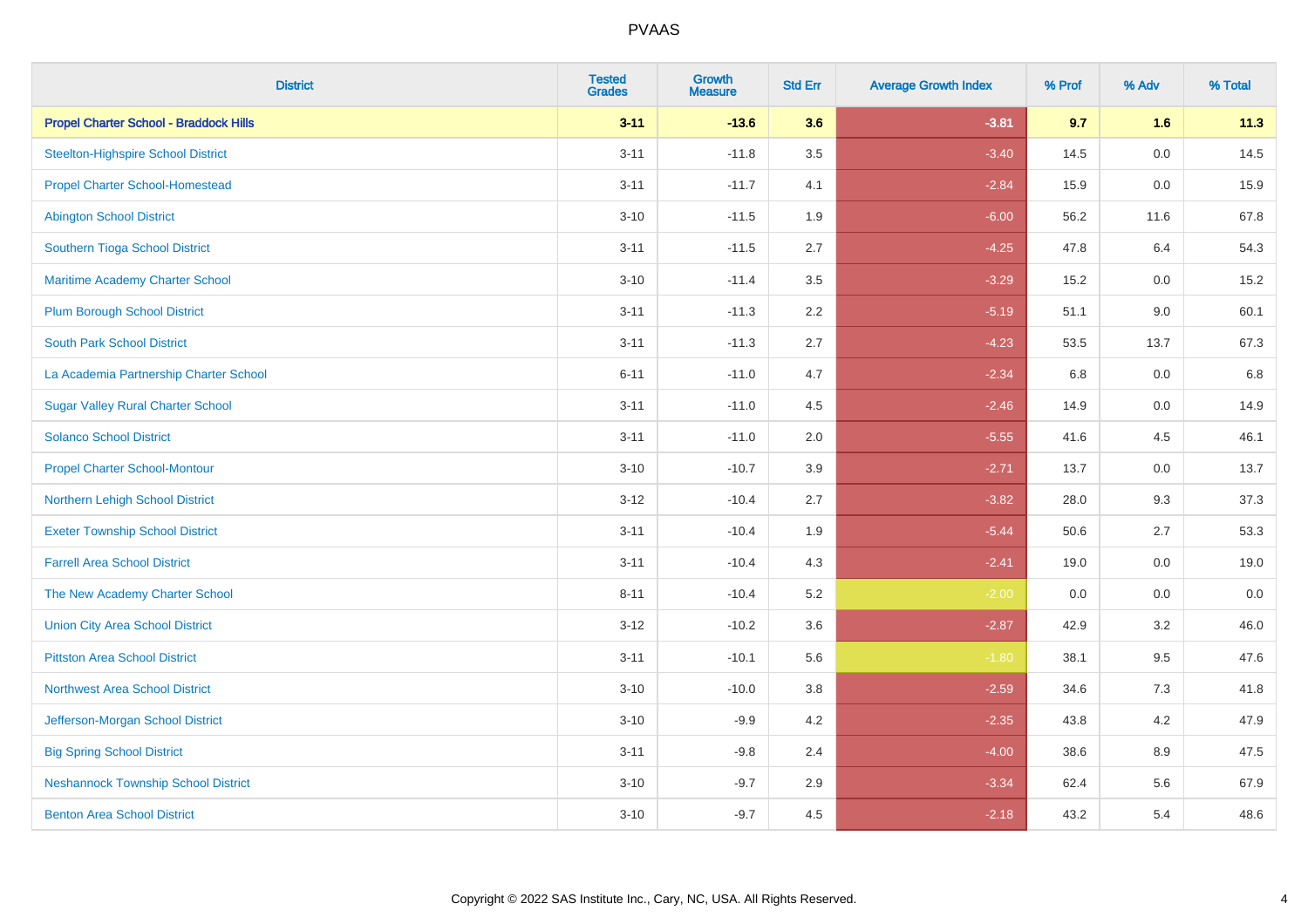| District | Tested Grades | Growth Measure | Std Err | Average Growth Index | % Prof | % Adv | % Total |
|---|---|---|---|---|---|---|---|
| **Propel Charter School - Braddock Hills** | **3-11** | **-13.6** | **3.6** | **-3.81** | **9.7** | **1.6** | **11.3** |
| Steelton-Highspire School District | 3-11 | -11.8 | 3.5 | -3.40 | 14.5 | 0.0 | 14.5 |
| Propel Charter School-Homestead | 3-11 | -11.7 | 4.1 | -2.84 | 15.9 | 0.0 | 15.9 |
| Abington School District | 3-10 | -11.5 | 1.9 | -6.00 | 56.2 | 11.6 | 67.8 |
| Southern Tioga School District | 3-11 | -11.5 | 2.7 | -4.25 | 47.8 | 6.4 | 54.3 |
| Maritime Academy Charter School | 3-10 | -11.4 | 3.5 | -3.29 | 15.2 | 0.0 | 15.2 |
| Plum Borough School District | 3-11 | -11.3 | 2.2 | -5.19 | 51.1 | 9.0 | 60.1 |
| South Park School District | 3-11 | -11.3 | 2.7 | -4.23 | 53.5 | 13.7 | 67.3 |
| La Academia Partnership Charter School | 6-11 | -11.0 | 4.7 | -2.34 | 6.8 | 0.0 | 6.8 |
| Sugar Valley Rural Charter School | 3-11 | -11.0 | 4.5 | -2.46 | 14.9 | 0.0 | 14.9 |
| Solanco School District | 3-11 | -11.0 | 2.0 | -5.55 | 41.6 | 4.5 | 46.1 |
| Propel Charter School-Montour | 3-10 | -10.7 | 3.9 | -2.71 | 13.7 | 0.0 | 13.7 |
| Northern Lehigh School District | 3-12 | -10.4 | 2.7 | -3.82 | 28.0 | 9.3 | 37.3 |
| Exeter Township School District | 3-11 | -10.4 | 1.9 | -5.44 | 50.6 | 2.7 | 53.3 |
| Farrell Area School District | 3-11 | -10.4 | 4.3 | -2.41 | 19.0 | 0.0 | 19.0 |
| The New Academy Charter School | 8-11 | -10.4 | 5.2 | -2.00 | 0.0 | 0.0 | 0.0 |
| Union City Area School District | 3-12 | -10.2 | 3.6 | -2.87 | 42.9 | 3.2 | 46.0 |
| Pittston Area School District | 3-11 | -10.1 | 5.6 | -1.80 | 38.1 | 9.5 | 47.6 |
| Northwest Area School District | 3-10 | -10.0 | 3.8 | -2.59 | 34.6 | 7.3 | 41.8 |
| Jefferson-Morgan School District | 3-10 | -9.9 | 4.2 | -2.35 | 43.8 | 4.2 | 47.9 |
| Big Spring School District | 3-11 | -9.8 | 2.4 | -4.00 | 38.6 | 8.9 | 47.5 |
| Neshannock Township School District | 3-10 | -9.7 | 2.9 | -3.34 | 62.4 | 5.6 | 67.9 |
| Benton Area School District | 3-10 | -9.7 | 4.5 | -2.18 | 43.2 | 5.4 | 48.6 |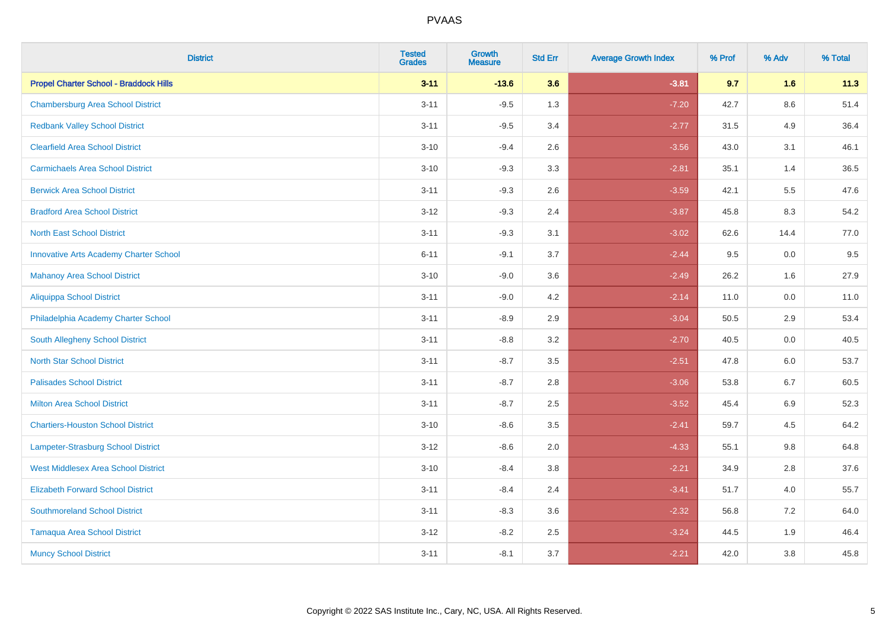| District | Tested Grades | Growth Measure | Std Err | Average Growth Index | % Prof | % Adv | % Total |
|---|---|---|---|---|---|---|---|
| **Propel Charter School - Braddock Hills** | **3-11** | **-13.6** | **3.6** | **-3.81** | **9.7** | **1.6** | **11.3** |
| Chambersburg Area School District | 3-11 | -9.5 | 1.3 | -7.20 | 42.7 | 8.6 | 51.4 |
| Redbank Valley School District | 3-11 | -9.5 | 3.4 | -2.77 | 31.5 | 4.9 | 36.4 |
| Clearfield Area School District | 3-10 | -9.4 | 2.6 | -3.56 | 43.0 | 3.1 | 46.1 |
| Carmichaels Area School District | 3-10 | -9.3 | 3.3 | -2.81 | 35.1 | 1.4 | 36.5 |
| Berwick Area School District | 3-11 | -9.3 | 2.6 | -3.59 | 42.1 | 5.5 | 47.6 |
| Bradford Area School District | 3-12 | -9.3 | 2.4 | -3.87 | 45.8 | 8.3 | 54.2 |
| North East School District | 3-11 | -9.3 | 3.1 | -3.02 | 62.6 | 14.4 | 77.0 |
| Innovative Arts Academy Charter School | 6-11 | -9.1 | 3.7 | -2.44 | 9.5 | 0.0 | 9.5 |
| Mahanoy Area School District | 3-10 | -9.0 | 3.6 | -2.49 | 26.2 | 1.6 | 27.9 |
| Aliquippa School District | 3-11 | -9.0 | 4.2 | -2.14 | 11.0 | 0.0 | 11.0 |
| Philadelphia Academy Charter School | 3-11 | -8.9 | 2.9 | -3.04 | 50.5 | 2.9 | 53.4 |
| South Allegheny School District | 3-11 | -8.8 | 3.2 | -2.70 | 40.5 | 0.0 | 40.5 |
| North Star School District | 3-11 | -8.7 | 3.5 | -2.51 | 47.8 | 6.0 | 53.7 |
| Palisades School District | 3-11 | -8.7 | 2.8 | -3.06 | 53.8 | 6.7 | 60.5 |
| Milton Area School District | 3-11 | -8.7 | 2.5 | -3.52 | 45.4 | 6.9 | 52.3 |
| Chartiers-Houston School District | 3-10 | -8.6 | 3.5 | -2.41 | 59.7 | 4.5 | 64.2 |
| Lampeter-Strasburg School District | 3-12 | -8.6 | 2.0 | -4.33 | 55.1 | 9.8 | 64.8 |
| West Middlesex Area School District | 3-10 | -8.4 | 3.8 | -2.21 | 34.9 | 2.8 | 37.6 |
| Elizabeth Forward School District | 3-11 | -8.4 | 2.4 | -3.41 | 51.7 | 4.0 | 55.7 |
| Southmoreland School District | 3-11 | -8.3 | 3.6 | -2.32 | 56.8 | 7.2 | 64.0 |
| Tamaqua Area School District | 3-12 | -8.2 | 2.5 | -3.24 | 44.5 | 1.9 | 46.4 |
| Muncy School District | 3-11 | -8.1 | 3.7 | -2.21 | 42.0 | 3.8 | 45.8 |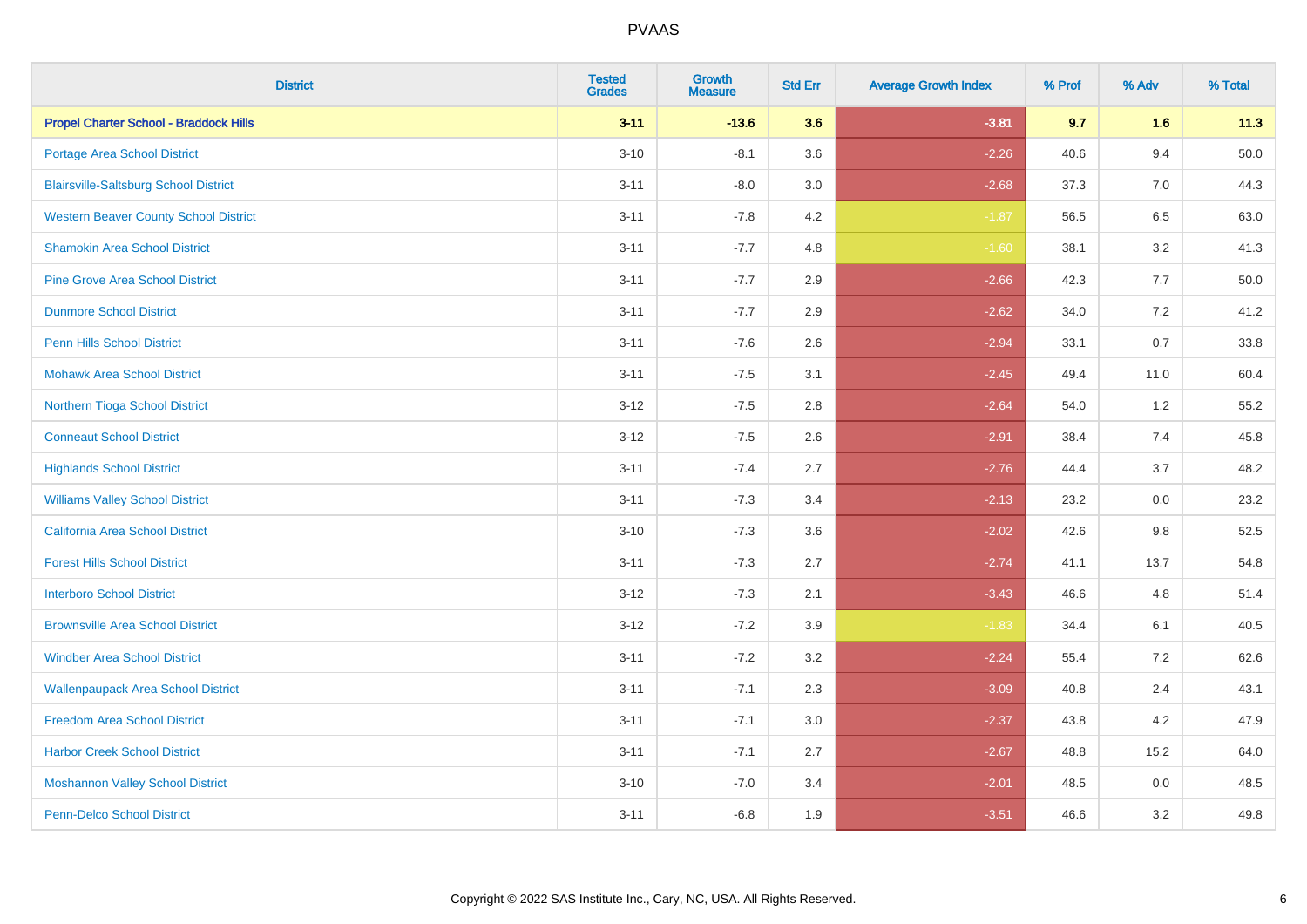| District | Tested Grades | Growth Measure | Std Err | Average Growth Index | % Prof | % Adv | % Total |
|---|---|---|---|---|---|---|---|
| **Propel Charter School - Braddock Hills** | **3-11** | **-13.6** | **3.6** | **-3.81** | **9.7** | **1.6** | **11.3** |
| Portage Area School District | 3-10 | -8.1 | 3.6 | -2.26 | 40.6 | 9.4 | 50.0 |
| Blairsville-Saltsburg School District | 3-11 | -8.0 | 3.0 | -2.68 | 37.3 | 7.0 | 44.3 |
| Western Beaver County School District | 3-11 | -7.8 | 4.2 | -1.87 | 56.5 | 6.5 | 63.0 |
| Shamokin Area School District | 3-11 | -7.7 | 4.8 | -1.60 | 38.1 | 3.2 | 41.3 |
| Pine Grove Area School District | 3-11 | -7.7 | 2.9 | -2.66 | 42.3 | 7.7 | 50.0 |
| Dunmore School District | 3-11 | -7.7 | 2.9 | -2.62 | 34.0 | 7.2 | 41.2 |
| Penn Hills School District | 3-11 | -7.6 | 2.6 | -2.94 | 33.1 | 0.7 | 33.8 |
| Mohawk Area School District | 3-11 | -7.5 | 3.1 | -2.45 | 49.4 | 11.0 | 60.4 |
| Northern Tioga School District | 3-12 | -7.5 | 2.8 | -2.64 | 54.0 | 1.2 | 55.2 |
| Conneaut School District | 3-12 | -7.5 | 2.6 | -2.91 | 38.4 | 7.4 | 45.8 |
| Highlands School District | 3-11 | -7.4 | 2.7 | -2.76 | 44.4 | 3.7 | 48.2 |
| Williams Valley School District | 3-11 | -7.3 | 3.4 | -2.13 | 23.2 | 0.0 | 23.2 |
| California Area School District | 3-10 | -7.3 | 3.6 | -2.02 | 42.6 | 9.8 | 52.5 |
| Forest Hills School District | 3-11 | -7.3 | 2.7 | -2.74 | 41.1 | 13.7 | 54.8 |
| Interboro School District | 3-12 | -7.3 | 2.1 | -3.43 | 46.6 | 4.8 | 51.4 |
| Brownsville Area School District | 3-12 | -7.2 | 3.9 | -1.83 | 34.4 | 6.1 | 40.5 |
| Windber Area School District | 3-11 | -7.2 | 3.2 | -2.24 | 55.4 | 7.2 | 62.6 |
| Wallenpaupack Area School District | 3-11 | -7.1 | 2.3 | -3.09 | 40.8 | 2.4 | 43.1 |
| Freedom Area School District | 3-11 | -7.1 | 3.0 | -2.37 | 43.8 | 4.2 | 47.9 |
| Harbor Creek School District | 3-11 | -7.1 | 2.7 | -2.67 | 48.8 | 15.2 | 64.0 |
| Moshannon Valley School District | 3-10 | -7.0 | 3.4 | -2.01 | 48.5 | 0.0 | 48.5 |
| Penn-Delco School District | 3-11 | -6.8 | 1.9 | -3.51 | 46.6 | 3.2 | 49.8 |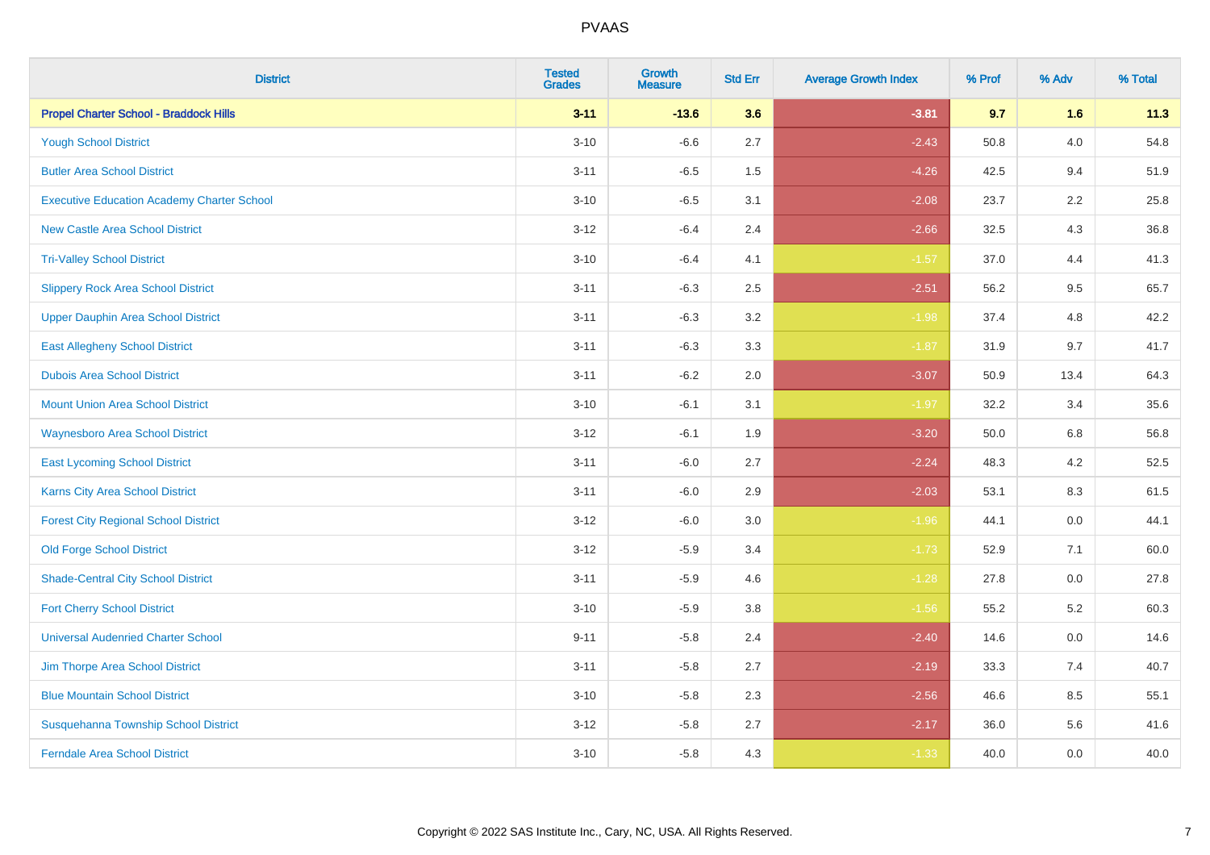| District | Tested Grades | Growth Measure | Std Err | Average Growth Index | % Prof | % Adv | % Total |
|---|---|---|---|---|---|---|---|
| **Propel Charter School - Braddock Hills** | **3-11** | **-13.6** | **3.6** | **-3.81** | **9.7** | **1.6** | **11.3** |
| Yough School District | 3-10 | -6.6 | 2.7 | -2.43 | 50.8 | 4.0 | 54.8 |
| Butler Area School District | 3-11 | -6.5 | 1.5 | -4.26 | 42.5 | 9.4 | 51.9 |
| Executive Education Academy Charter School | 3-10 | -6.5 | 3.1 | -2.08 | 23.7 | 2.2 | 25.8 |
| New Castle Area School District | 3-12 | -6.4 | 2.4 | -2.66 | 32.5 | 4.3 | 36.8 |
| Tri-Valley School District | 3-10 | -6.4 | 4.1 | -1.57 | 37.0 | 4.4 | 41.3 |
| Slippery Rock Area School District | 3-11 | -6.3 | 2.5 | -2.51 | 56.2 | 9.5 | 65.7 |
| Upper Dauphin Area School District | 3-11 | -6.3 | 3.2 | -1.98 | 37.4 | 4.8 | 42.2 |
| East Allegheny School District | 3-11 | -6.3 | 3.3 | -1.87 | 31.9 | 9.7 | 41.7 |
| Dubois Area School District | 3-11 | -6.2 | 2.0 | -3.07 | 50.9 | 13.4 | 64.3 |
| Mount Union Area School District | 3-10 | -6.1 | 3.1 | -1.97 | 32.2 | 3.4 | 35.6 |
| Waynesboro Area School District | 3-12 | -6.1 | 1.9 | -3.20 | 50.0 | 6.8 | 56.8 |
| East Lycoming School District | 3-11 | -6.0 | 2.7 | -2.24 | 48.3 | 4.2 | 52.5 |
| Karns City Area School District | 3-11 | -6.0 | 2.9 | -2.03 | 53.1 | 8.3 | 61.5 |
| Forest City Regional School District | 3-12 | -6.0 | 3.0 | -1.96 | 44.1 | 0.0 | 44.1 |
| Old Forge School District | 3-12 | -5.9 | 3.4 | -1.73 | 52.9 | 7.1 | 60.0 |
| Shade-Central City School District | 3-11 | -5.9 | 4.6 | -1.28 | 27.8 | 0.0 | 27.8 |
| Fort Cherry School District | 3-10 | -5.9 | 3.8 | -1.56 | 55.2 | 5.2 | 60.3 |
| Universal Audenried Charter School | 9-11 | -5.8 | 2.4 | -2.40 | 14.6 | 0.0 | 14.6 |
| Jim Thorpe Area School District | 3-11 | -5.8 | 2.7 | -2.19 | 33.3 | 7.4 | 40.7 |
| Blue Mountain School District | 3-10 | -5.8 | 2.3 | -2.56 | 46.6 | 8.5 | 55.1 |
| Susquehanna Township School District | 3-12 | -5.8 | 2.7 | -2.17 | 36.0 | 5.6 | 41.6 |
| Ferndale Area School District | 3-10 | -5.8 | 4.3 | -1.33 | 40.0 | 0.0 | 40.0 |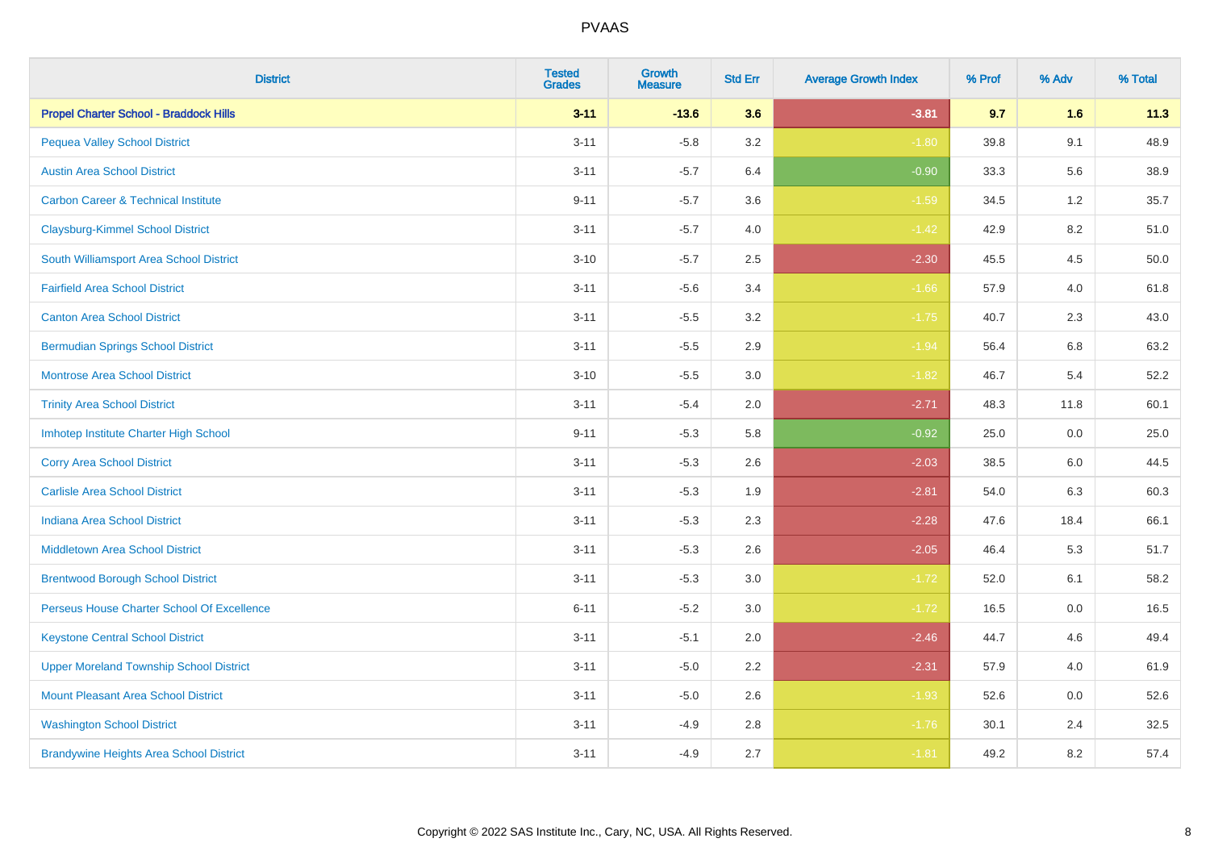# PVAAS

| District | Tested Grades | Growth Measure | Std Err | Average Growth Index | % Prof | % Adv | % Total |
|---|---|---|---|---|---|---|---|
| **Propel Charter School - Braddock Hills** | **3-11** | **-13.6** | **3.6** | **-3.81** | **9.7** | **1.6** | **11.3** |
| Pequea Valley School District | 3-11 | -5.8 | 3.2 | -1.80 | 39.8 | 9.1 | 48.9 |
| Austin Area School District | 3-11 | -5.7 | 6.4 | -0.90 | 33.3 | 5.6 | 38.9 |
| Carbon Career & Technical Institute | 9-11 | -5.7 | 3.6 | -1.59 | 34.5 | 1.2 | 35.7 |
| Claysburg-Kimmel School District | 3-11 | -5.7 | 4.0 | -1.42 | 42.9 | 8.2 | 51.0 |
| South Williamsport Area School District | 3-10 | -5.7 | 2.5 | -2.30 | 45.5 | 4.5 | 50.0 |
| Fairfield Area School District | 3-11 | -5.6 | 3.4 | -1.66 | 57.9 | 4.0 | 61.8 |
| Canton Area School District | 3-11 | -5.5 | 3.2 | -1.75 | 40.7 | 2.3 | 43.0 |
| Bermudian Springs School District | 3-11 | -5.5 | 2.9 | -1.94 | 56.4 | 6.8 | 63.2 |
| Montrose Area School District | 3-10 | -5.5 | 3.0 | -1.82 | 46.7 | 5.4 | 52.2 |
| Trinity Area School District | 3-11 | -5.4 | 2.0 | -2.71 | 48.3 | 11.8 | 60.1 |
| Imhotep Institute Charter High School | 9-11 | -5.3 | 5.8 | -0.92 | 25.0 | 0.0 | 25.0 |
| Corry Area School District | 3-11 | -5.3 | 2.6 | -2.03 | 38.5 | 6.0 | 44.5 |
| Carlisle Area School District | 3-11 | -5.3 | 1.9 | -2.81 | 54.0 | 6.3 | 60.3 |
| Indiana Area School District | 3-11 | -5.3 | 2.3 | -2.28 | 47.6 | 18.4 | 66.1 |
| Middletown Area School District | 3-11 | -5.3 | 2.6 | -2.05 | 46.4 | 5.3 | 51.7 |
| Brentwood Borough School District | 3-11 | -5.3 | 3.0 | -1.72 | 52.0 | 6.1 | 58.2 |
| Perseus House Charter School Of Excellence | 6-11 | -5.2 | 3.0 | -1.72 | 16.5 | 0.0 | 16.5 |
| Keystone Central School District | 3-11 | -5.1 | 2.0 | -2.46 | 44.7 | 4.6 | 49.4 |
| Upper Moreland Township School District | 3-11 | -5.0 | 2.2 | -2.31 | 57.9 | 4.0 | 61.9 |
| Mount Pleasant Area School District | 3-11 | -5.0 | 2.6 | -1.93 | 52.6 | 0.0 | 52.6 |
| Washington School District | 3-11 | -4.9 | 2.8 | -1.76 | 30.1 | 2.4 | 32.5 |
| Brandywine Heights Area School District | 3-11 | -4.9 | 2.7 | -1.81 | 49.2 | 8.2 | 57.4 |

Copyright © 2022 SAS Institute Inc., Cary, NC, USA. All Rights Reserved.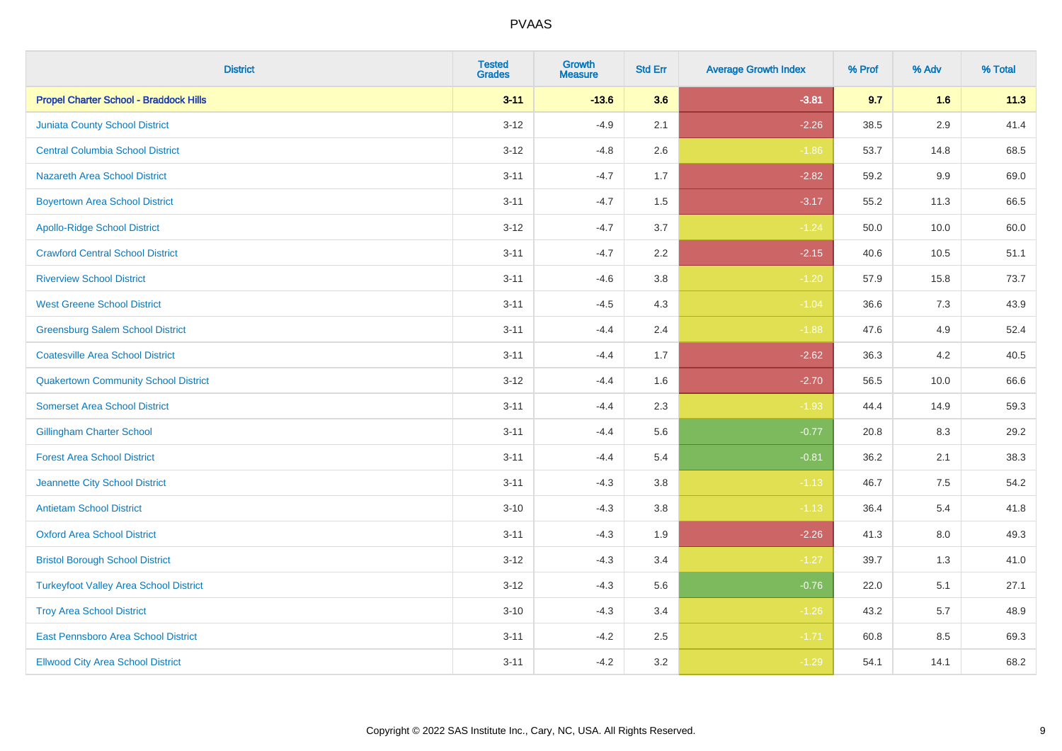# PVAAS

| District | Tested Grades | Growth Measure | Std Err | Average Growth Index | % Prof | % Adv | % Total |
|---|---|---|---|---|---|---|---|
| **Propel Charter School - Braddock Hills** | **3-11** | **-13.6** | **3.6** | **-3.81** | **9.7** | **1.6** | **11.3** |
| Juniata County School District | 3-12 | -4.9 | 2.1 | -2.26 | 38.5 | 2.9 | 41.4 |
| Central Columbia School District | 3-12 | -4.8 | 2.6 | -1.86 | 53.7 | 14.8 | 68.5 |
| Nazareth Area School District | 3-11 | -4.7 | 1.7 | -2.82 | 59.2 | 9.9 | 69.0 |
| Boyertown Area School District | 3-11 | -4.7 | 1.5 | -3.17 | 55.2 | 11.3 | 66.5 |
| Apollo-Ridge School District | 3-12 | -4.7 | 3.7 | -1.24 | 50.0 | 10.0 | 60.0 |
| Crawford Central School District | 3-11 | -4.7 | 2.2 | -2.15 | 40.6 | 10.5 | 51.1 |
| Riverview School District | 3-11 | -4.6 | 3.8 | -1.20 | 57.9 | 15.8 | 73.7 |
| West Greene School District | 3-11 | -4.5 | 4.3 | -1.04 | 36.6 | 7.3 | 43.9 |
| Greensburg Salem School District | 3-11 | -4.4 | 2.4 | -1.88 | 47.6 | 4.9 | 52.4 |
| Coatesville Area School District | 3-11 | -4.4 | 1.7 | -2.62 | 36.3 | 4.2 | 40.5 |
| Quakertown Community School District | 3-12 | -4.4 | 1.6 | -2.70 | 56.5 | 10.0 | 66.6 |
| Somerset Area School District | 3-11 | -4.4 | 2.3 | -1.93 | 44.4 | 14.9 | 59.3 |
| Gillingham Charter School | 3-11 | -4.4 | 5.6 | -0.77 | 20.8 | 8.3 | 29.2 |
| Forest Area School District | 3-11 | -4.4 | 5.4 | -0.81 | 36.2 | 2.1 | 38.3 |
| Jeannette City School District | 3-11 | -4.3 | 3.8 | -1.13 | 46.7 | 7.5 | 54.2 |
| Antietam School District | 3-10 | -4.3 | 3.8 | -1.13 | 36.4 | 5.4 | 41.8 |
| Oxford Area School District | 3-11 | -4.3 | 1.9 | -2.26 | 41.3 | 8.0 | 49.3 |
| Bristol Borough School District | 3-12 | -4.3 | 3.4 | -1.27 | 39.7 | 1.3 | 41.0 |
| Turkeyfoot Valley Area School District | 3-12 | -4.3 | 5.6 | -0.76 | 22.0 | 5.1 | 27.1 |
| Troy Area School District | 3-10 | -4.3 | 3.4 | -1.26 | 43.2 | 5.7 | 48.9 |
| East Pennsboro Area School District | 3-11 | -4.2 | 2.5 | -1.71 | 60.8 | 8.5 | 69.3 |
| Ellwood City Area School District | 3-11 | -4.2 | 3.2 | -1.29 | 54.1 | 14.1 | 68.2 |

Copyright © 2022 SAS Institute Inc., Cary, NC, USA. All Rights Reserved.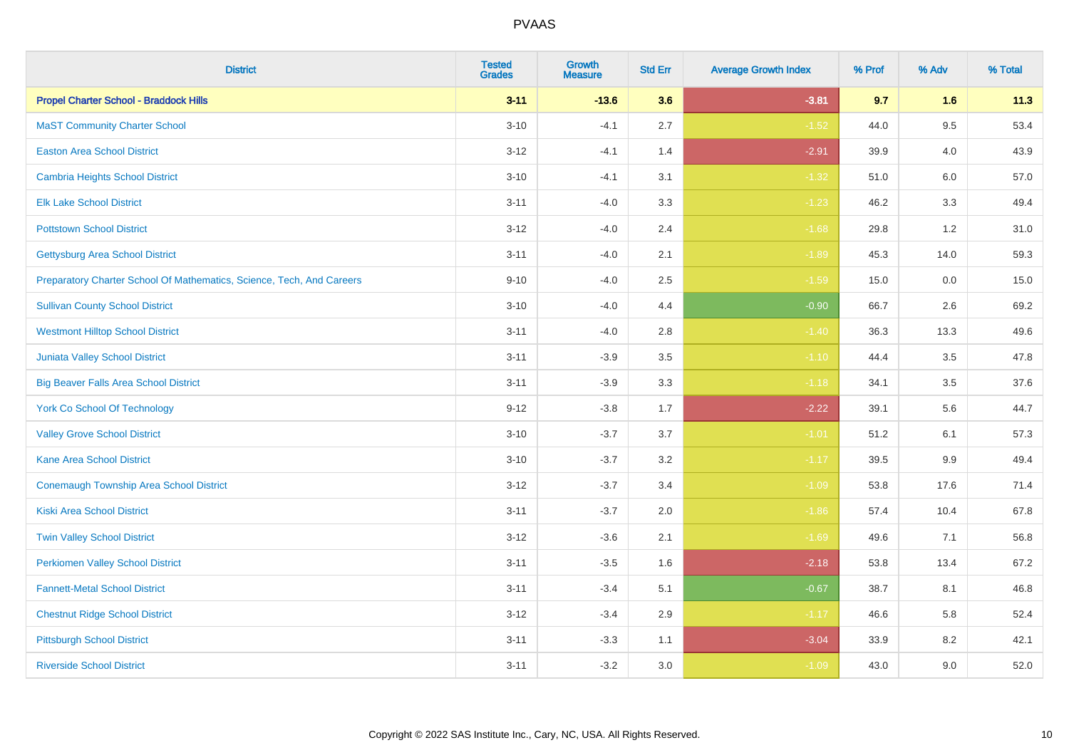| District | Tested Grades | Growth Measure | Std Err | Average Growth Index | % Prof | % Adv | % Total |
|---|---|---|---|---|---|---|---|
| **Propel Charter School - Braddock Hills** | **3-11** | **-13.6** | **3.6** | **-3.81** | **9.7** | **1.6** | **11.3** |
| MaST Community Charter School | 3-10 | -4.1 | 2.7 | -1.52 | 44.0 | 9.5 | 53.4 |
| Easton Area School District | 3-12 | -4.1 | 1.4 | -2.91 | 39.9 | 4.0 | 43.9 |
| Cambria Heights School District | 3-10 | -4.1 | 3.1 | -1.32 | 51.0 | 6.0 | 57.0 |
| Elk Lake School District | 3-11 | -4.0 | 3.3 | -1.23 | 46.2 | 3.3 | 49.4 |
| Pottstown School District | 3-12 | -4.0 | 2.4 | -1.68 | 29.8 | 1.2 | 31.0 |
| Gettysburg Area School District | 3-11 | -4.0 | 2.1 | -1.89 | 45.3 | 14.0 | 59.3 |
| Preparatory Charter School Of Mathematics, Science, Tech, And Careers | 9-10 | -4.0 | 2.5 | -1.59 | 15.0 | 0.0 | 15.0 |
| Sullivan County School District | 3-10 | -4.0 | 4.4 | -0.90 | 66.7 | 2.6 | 69.2 |
| Westmont Hilltop School District | 3-11 | -4.0 | 2.8 | -1.40 | 36.3 | 13.3 | 49.6 |
| Juniata Valley School District | 3-11 | -3.9 | 3.5 | -1.10 | 44.4 | 3.5 | 47.8 |
| Big Beaver Falls Area School District | 3-11 | -3.9 | 3.3 | -1.18 | 34.1 | 3.5 | 37.6 |
| York Co School Of Technology | 9-12 | -3.8 | 1.7 | -2.22 | 39.1 | 5.6 | 44.7 |
| Valley Grove School District | 3-10 | -3.7 | 3.7 | -1.01 | 51.2 | 6.1 | 57.3 |
| Kane Area School District | 3-10 | -3.7 | 3.2 | -1.17 | 39.5 | 9.9 | 49.4 |
| Conemaugh Township Area School District | 3-12 | -3.7 | 3.4 | -1.09 | 53.8 | 17.6 | 71.4 |
| Kiski Area School District | 3-11 | -3.7 | 2.0 | -1.86 | 57.4 | 10.4 | 67.8 |
| Twin Valley School District | 3-12 | -3.6 | 2.1 | -1.69 | 49.6 | 7.1 | 56.8 |
| Perkiomen Valley School District | 3-11 | -3.5 | 1.6 | -2.18 | 53.8 | 13.4 | 67.2 |
| Fannett-Metal School District | 3-11 | -3.4 | 5.1 | -0.67 | 38.7 | 8.1 | 46.8 |
| Chestnut Ridge School District | 3-12 | -3.4 | 2.9 | -1.17 | 46.6 | 5.8 | 52.4 |
| Pittsburgh School District | 3-11 | -3.3 | 1.1 | -3.04 | 33.9 | 8.2 | 42.1 |
| Riverside School District | 3-11 | -3.2 | 3.0 | -1.09 | 43.0 | 9.0 | 52.0 |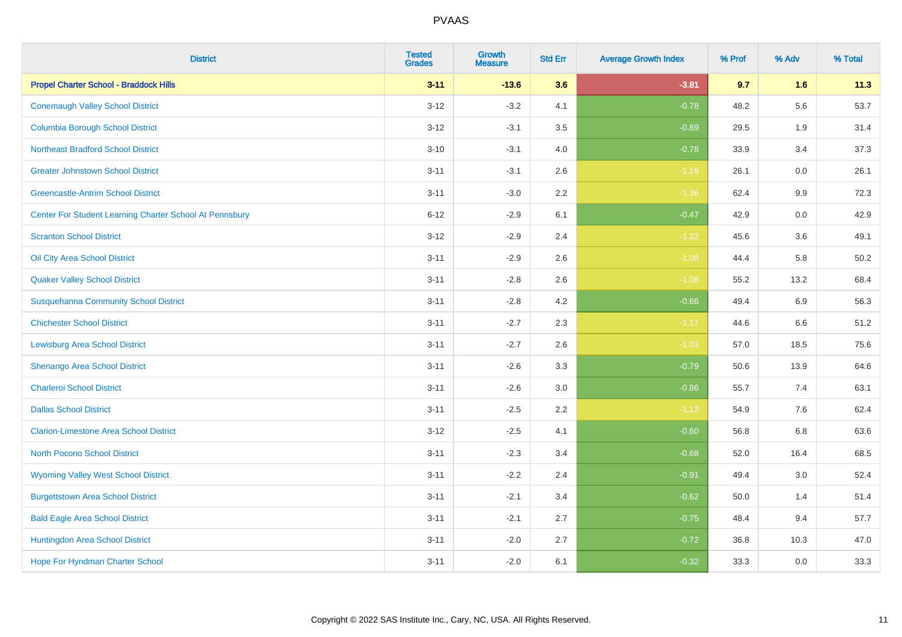| District | Tested Grades | Growth Measure | Std Err | Average Growth Index | % Prof | % Adv | % Total |
|---|---|---|---|---|---|---|---|
| **Propel Charter School - Braddock Hills** | **3-11** | **-13.6** | **3.6** | **-3.81** | **9.7** | **1.6** | **11.3** |
| Conemaugh Valley School District | 3-12 | -3.2 | 4.1 | -0.78 | 48.2 | 5.6 | 53.7 |
| Columbia Borough School District | 3-12 | -3.1 | 3.5 | -0.89 | 29.5 | 1.9 | 31.4 |
| Northeast Bradford School District | 3-10 | -3.1 | 4.0 | -0.78 | 33.9 | 3.4 | 37.3 |
| Greater Johnstown School District | 3-11 | -3.1 | 2.6 | -1.19 | 26.1 | 0.0 | 26.1 |
| Greencastle-Antrim School District | 3-11 | -3.0 | 2.2 | -1.36 | 62.4 | 9.9 | 72.3 |
| Center For Student Learning Charter School At Pennsbury | 6-12 | -2.9 | 6.1 | -0.47 | 42.9 | 0.0 | 42.9 |
| Scranton School District | 3-12 | -2.9 | 2.4 | -1.22 | 45.6 | 3.6 | 49.1 |
| Oil City Area School District | 3-11 | -2.9 | 2.6 | -1.08 | 44.4 | 5.8 | 50.2 |
| Quaker Valley School District | 3-11 | -2.8 | 2.6 | -1.08 | 55.2 | 13.2 | 68.4 |
| Susquehanna Community School District | 3-11 | -2.8 | 4.2 | -0.66 | 49.4 | 6.9 | 56.3 |
| Chichester School District | 3-11 | -2.7 | 2.3 | -1.17 | 44.6 | 6.6 | 51.2 |
| Lewisburg Area School District | 3-11 | -2.7 | 2.6 | -1.03 | 57.0 | 18.5 | 75.6 |
| Shenango Area School District | 3-11 | -2.6 | 3.3 | -0.79 | 50.6 | 13.9 | 64.6 |
| Charleroi School District | 3-11 | -2.6 | 3.0 | -0.86 | 55.7 | 7.4 | 63.1 |
| Dallas School District | 3-11 | -2.5 | 2.2 | -1.12 | 54.9 | 7.6 | 62.4 |
| Clarion-Limestone Area School District | 3-12 | -2.5 | 4.1 | -0.60 | 56.8 | 6.8 | 63.6 |
| North Pocono School District | 3-11 | -2.3 | 3.4 | -0.68 | 52.0 | 16.4 | 68.5 |
| Wyoming Valley West School District | 3-11 | -2.2 | 2.4 | -0.91 | 49.4 | 3.0 | 52.4 |
| Burgettstown Area School District | 3-11 | -2.1 | 3.4 | -0.62 | 50.0 | 1.4 | 51.4 |
| Bald Eagle Area School District | 3-11 | -2.1 | 2.7 | -0.75 | 48.4 | 9.4 | 57.7 |
| Huntingdon Area School District | 3-11 | -2.0 | 2.7 | -0.72 | 36.8 | 10.3 | 47.0 |
| Hope For Hyndman Charter School | 3-11 | -2.0 | 6.1 | -0.32 | 33.3 | 0.0 | 33.3 |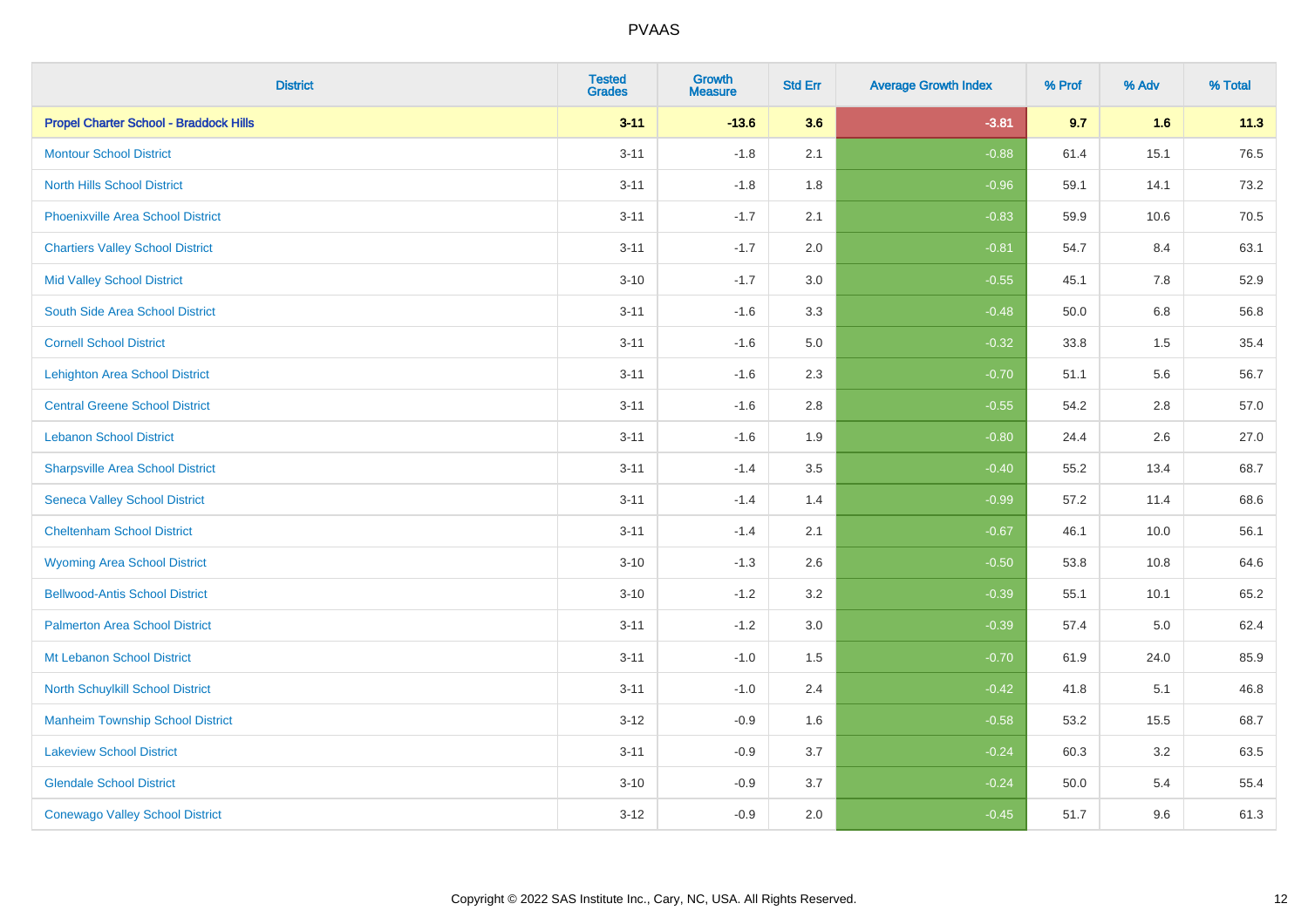| District | Tested Grades | Growth Measure | Std Err | Average Growth Index | % Prof | % Adv | % Total |
|---|---|---|---|---|---|---|---|
| **Propel Charter School - Braddock Hills** | **3-11** | **-13.6** | **3.6** | **-3.81** | **9.7** | **1.6** | **11.3** |
| Montour School District | 3-11 | -1.8 | 2.1 | -0.88 | 61.4 | 15.1 | 76.5 |
| North Hills School District | 3-11 | -1.8 | 1.8 | -0.96 | 59.1 | 14.1 | 73.2 |
| Phoenixville Area School District | 3-11 | -1.7 | 2.1 | -0.83 | 59.9 | 10.6 | 70.5 |
| Chartiers Valley School District | 3-11 | -1.7 | 2.0 | -0.81 | 54.7 | 8.4 | 63.1 |
| Mid Valley School District | 3-10 | -1.7 | 3.0 | -0.55 | 45.1 | 7.8 | 52.9 |
| South Side Area School District | 3-11 | -1.6 | 3.3 | -0.48 | 50.0 | 6.8 | 56.8 |
| Cornell School District | 3-11 | -1.6 | 5.0 | -0.32 | 33.8 | 1.5 | 35.4 |
| Lehighton Area School District | 3-11 | -1.6 | 2.3 | -0.70 | 51.1 | 5.6 | 56.7 |
| Central Greene School District | 3-11 | -1.6 | 2.8 | -0.55 | 54.2 | 2.8 | 57.0 |
| Lebanon School District | 3-11 | -1.6 | 1.9 | -0.80 | 24.4 | 2.6 | 27.0 |
| Sharpsville Area School District | 3-11 | -1.4 | 3.5 | -0.40 | 55.2 | 13.4 | 68.7 |
| Seneca Valley School District | 3-11 | -1.4 | 1.4 | -0.99 | 57.2 | 11.4 | 68.6 |
| Cheltenham School District | 3-11 | -1.4 | 2.1 | -0.67 | 46.1 | 10.0 | 56.1 |
| Wyoming Area School District | 3-10 | -1.3 | 2.6 | -0.50 | 53.8 | 10.8 | 64.6 |
| Bellwood-Antis School District | 3-10 | -1.2 | 3.2 | -0.39 | 55.1 | 10.1 | 65.2 |
| Palmerton Area School District | 3-11 | -1.2 | 3.0 | -0.39 | 57.4 | 5.0 | 62.4 |
| Mt Lebanon School District | 3-11 | -1.0 | 1.5 | -0.70 | 61.9 | 24.0 | 85.9 |
| North Schuylkill School District | 3-11 | -1.0 | 2.4 | -0.42 | 41.8 | 5.1 | 46.8 |
| Manheim Township School District | 3-12 | -0.9 | 1.6 | -0.58 | 53.2 | 15.5 | 68.7 |
| Lakeview School District | 3-11 | -0.9 | 3.7 | -0.24 | 60.3 | 3.2 | 63.5 |
| Glendale School District | 3-10 | -0.9 | 3.7 | -0.24 | 50.0 | 5.4 | 55.4 |
| Conewago Valley School District | 3-12 | -0.9 | 2.0 | -0.45 | 51.7 | 9.6 | 61.3 |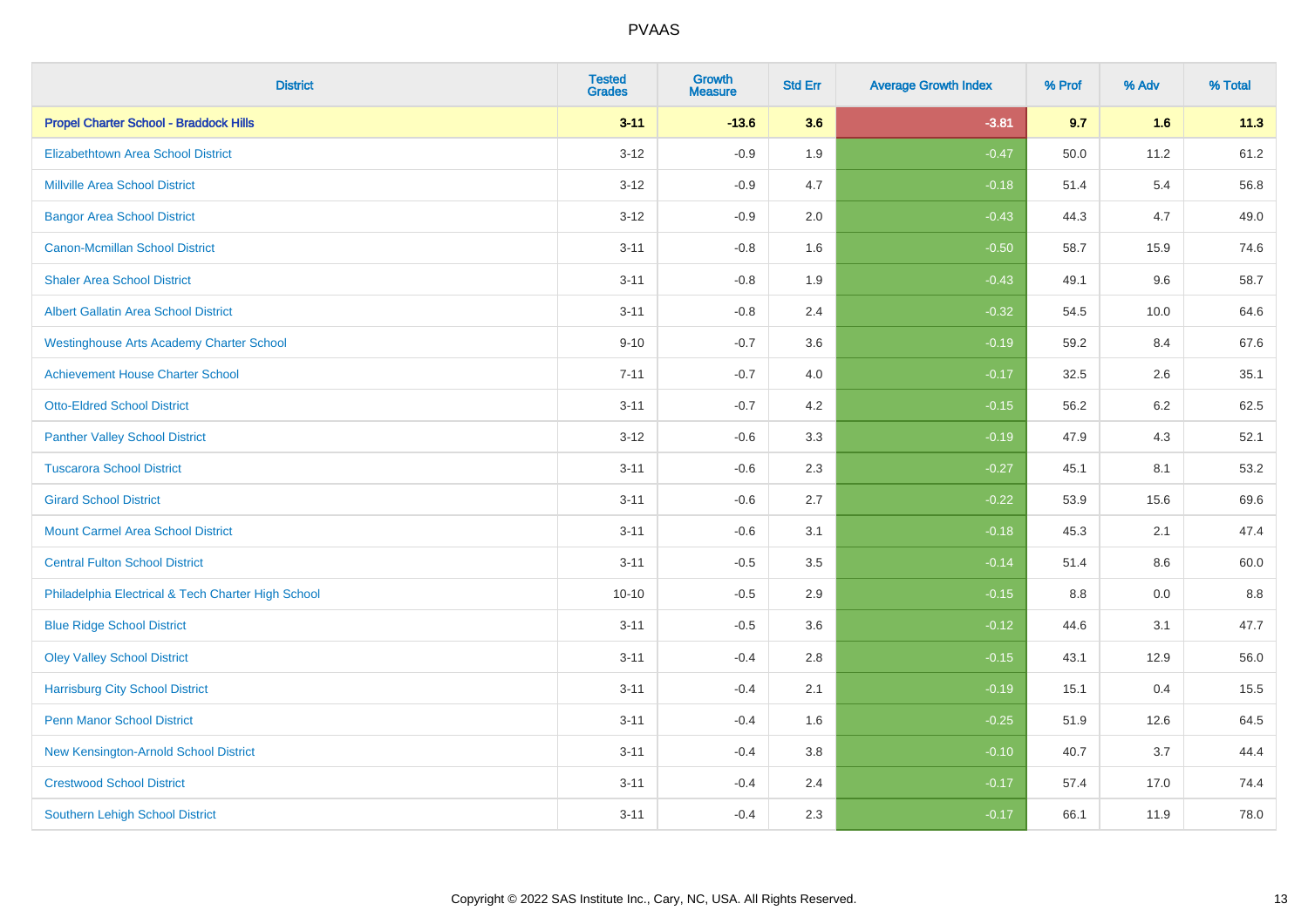PVAAS

| District | Tested Grades | Growth Measure | Std Err | Average Growth Index | % Prof | % Adv | % Total |
|---|---|---|---|---|---|---|---|
| **Propel Charter School - Braddock Hills** | **3-11** | **-13.6** | **3.6** | **-3.81** | **9.7** | **1.6** | **11.3** |
| Elizabethtown Area School District | 3-12 | -0.9 | 1.9 | -0.47 | 50.0 | 11.2 | 61.2 |
| Millville Area School District | 3-12 | -0.9 | 4.7 | -0.18 | 51.4 | 5.4 | 56.8 |
| Bangor Area School District | 3-12 | -0.9 | 2.0 | -0.43 | 44.3 | 4.7 | 49.0 |
| Canon-Mcmillan School District | 3-11 | -0.8 | 1.6 | -0.50 | 58.7 | 15.9 | 74.6 |
| Shaler Area School District | 3-11 | -0.8 | 1.9 | -0.43 | 49.1 | 9.6 | 58.7 |
| Albert Gallatin Area School District | 3-11 | -0.8 | 2.4 | -0.32 | 54.5 | 10.0 | 64.6 |
| Westinghouse Arts Academy Charter School | 9-10 | -0.7 | 3.6 | -0.19 | 59.2 | 8.4 | 67.6 |
| Achievement House Charter School | 7-11 | -0.7 | 4.0 | -0.17 | 32.5 | 2.6 | 35.1 |
| Otto-Eldred School District | 3-11 | -0.7 | 4.2 | -0.15 | 56.2 | 6.2 | 62.5 |
| Panther Valley School District | 3-12 | -0.6 | 3.3 | -0.19 | 47.9 | 4.3 | 52.1 |
| Tuscarora School District | 3-11 | -0.6 | 2.3 | -0.27 | 45.1 | 8.1 | 53.2 |
| Girard School District | 3-11 | -0.6 | 2.7 | -0.22 | 53.9 | 15.6 | 69.6 |
| Mount Carmel Area School District | 3-11 | -0.6 | 3.1 | -0.18 | 45.3 | 2.1 | 47.4 |
| Central Fulton School District | 3-11 | -0.5 | 3.5 | -0.14 | 51.4 | 8.6 | 60.0 |
| Philadelphia Electrical & Tech Charter High School | 10-10 | -0.5 | 2.9 | -0.15 | 8.8 | 0.0 | 8.8 |
| Blue Ridge School District | 3-11 | -0.5 | 3.6 | -0.12 | 44.6 | 3.1 | 47.7 |
| Oley Valley School District | 3-11 | -0.4 | 2.8 | -0.15 | 43.1 | 12.9 | 56.0 |
| Harrisburg City School District | 3-11 | -0.4 | 2.1 | -0.19 | 15.1 | 0.4 | 15.5 |
| Penn Manor School District | 3-11 | -0.4 | 1.6 | -0.25 | 51.9 | 12.6 | 64.5 |
| New Kensington-Arnold School District | 3-11 | -0.4 | 3.8 | -0.10 | 40.7 | 3.7 | 44.4 |
| Crestwood School District | 3-11 | -0.4 | 2.4 | -0.17 | 57.4 | 17.0 | 74.4 |
| Southern Lehigh School District | 3-11 | -0.4 | 2.3 | -0.17 | 66.1 | 11.9 | 78.0 |

Copyright © 2022 SAS Institute Inc., Cary, NC, USA. All Rights Reserved.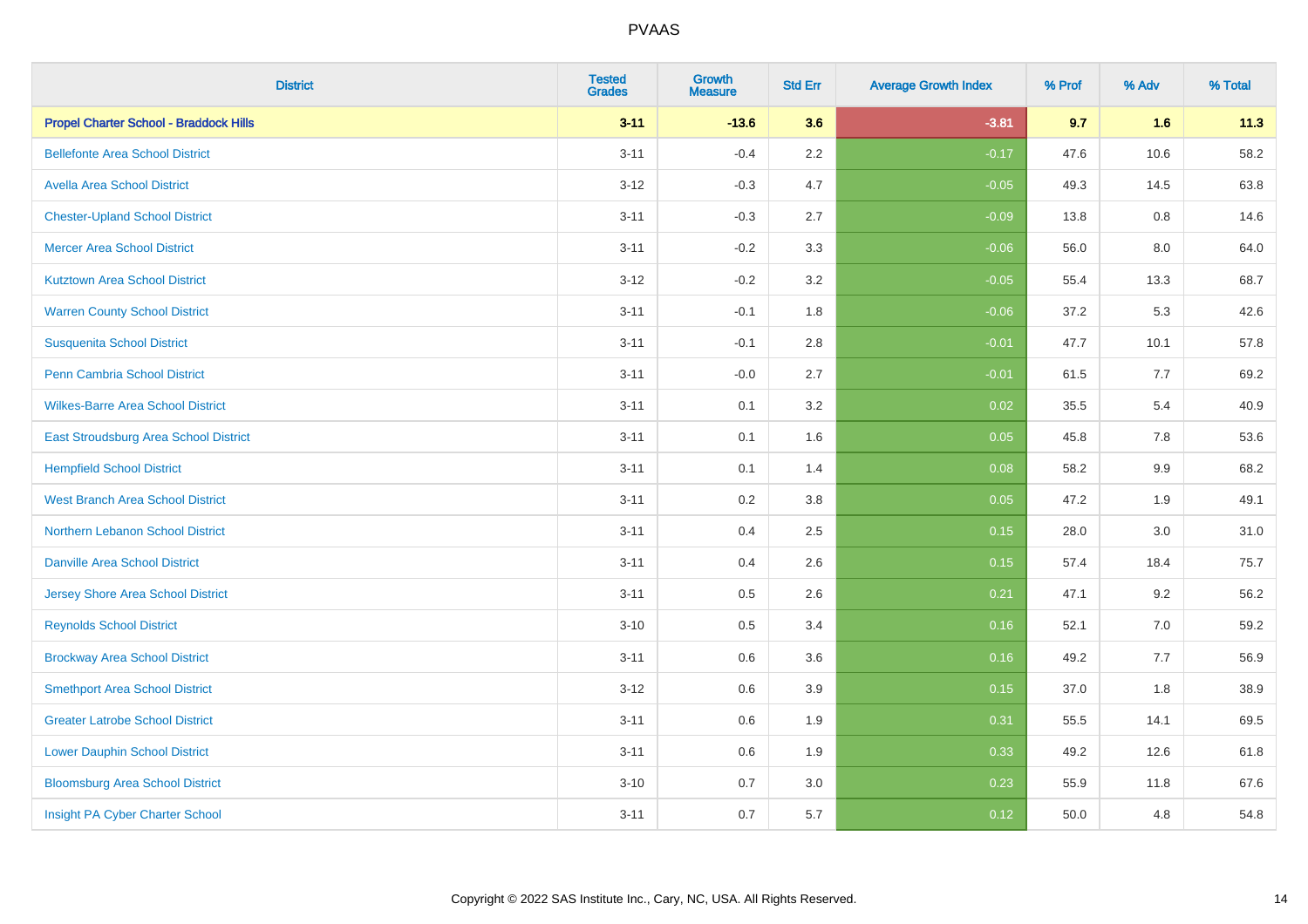| District | Tested Grades | Growth Measure | Std Err | Average Growth Index | % Prof | % Adv | % Total |
|---|---|---|---|---|---|---|---|
| **Propel Charter School - Braddock Hills** | **3-11** | **-13.6** | **3.6** | **-3.81** | **9.7** | **1.6** | **11.3** |
| Bellefonte Area School District | 3-11 | -0.4 | 2.2 | -0.17 | 47.6 | 10.6 | 58.2 |
| Avella Area School District | 3-12 | -0.3 | 4.7 | -0.05 | 49.3 | 14.5 | 63.8 |
| Chester-Upland School District | 3-11 | -0.3 | 2.7 | -0.09 | 13.8 | 0.8 | 14.6 |
| Mercer Area School District | 3-11 | -0.2 | 3.3 | -0.06 | 56.0 | 8.0 | 64.0 |
| Kutztown Area School District | 3-12 | -0.2 | 3.2 | -0.05 | 55.4 | 13.3 | 68.7 |
| Warren County School District | 3-11 | -0.1 | 1.8 | -0.06 | 37.2 | 5.3 | 42.6 |
| Susquenita School District | 3-11 | -0.1 | 2.8 | -0.01 | 47.7 | 10.1 | 57.8 |
| Penn Cambria School District | 3-11 | -0.0 | 2.7 | -0.01 | 61.5 | 7.7 | 69.2 |
| Wilkes-Barre Area School District | 3-11 | 0.1 | 3.2 | 0.02 | 35.5 | 5.4 | 40.9 |
| East Stroudsburg Area School District | 3-11 | 0.1 | 1.6 | 0.05 | 45.8 | 7.8 | 53.6 |
| Hempfield School District | 3-11 | 0.1 | 1.4 | 0.08 | 58.2 | 9.9 | 68.2 |
| West Branch Area School District | 3-11 | 0.2 | 3.8 | 0.05 | 47.2 | 1.9 | 49.1 |
| Northern Lebanon School District | 3-11 | 0.4 | 2.5 | 0.15 | 28.0 | 3.0 | 31.0 |
| Danville Area School District | 3-11 | 0.4 | 2.6 | 0.15 | 57.4 | 18.4 | 75.7 |
| Jersey Shore Area School District | 3-11 | 0.5 | 2.6 | 0.21 | 47.1 | 9.2 | 56.2 |
| Reynolds School District | 3-10 | 0.5 | 3.4 | 0.16 | 52.1 | 7.0 | 59.2 |
| Brockway Area School District | 3-11 | 0.6 | 3.6 | 0.16 | 49.2 | 7.7 | 56.9 |
| Smethport Area School District | 3-12 | 0.6 | 3.9 | 0.15 | 37.0 | 1.8 | 38.9 |
| Greater Latrobe School District | 3-11 | 0.6 | 1.9 | 0.31 | 55.5 | 14.1 | 69.5 |
| Lower Dauphin School District | 3-11 | 0.6 | 1.9 | 0.33 | 49.2 | 12.6 | 61.8 |
| Bloomsburg Area School District | 3-10 | 0.7 | 3.0 | 0.23 | 55.9 | 11.8 | 67.6 |
| Insight PA Cyber Charter School | 3-11 | 0.7 | 5.7 | 0.12 | 50.0 | 4.8 | 54.8 |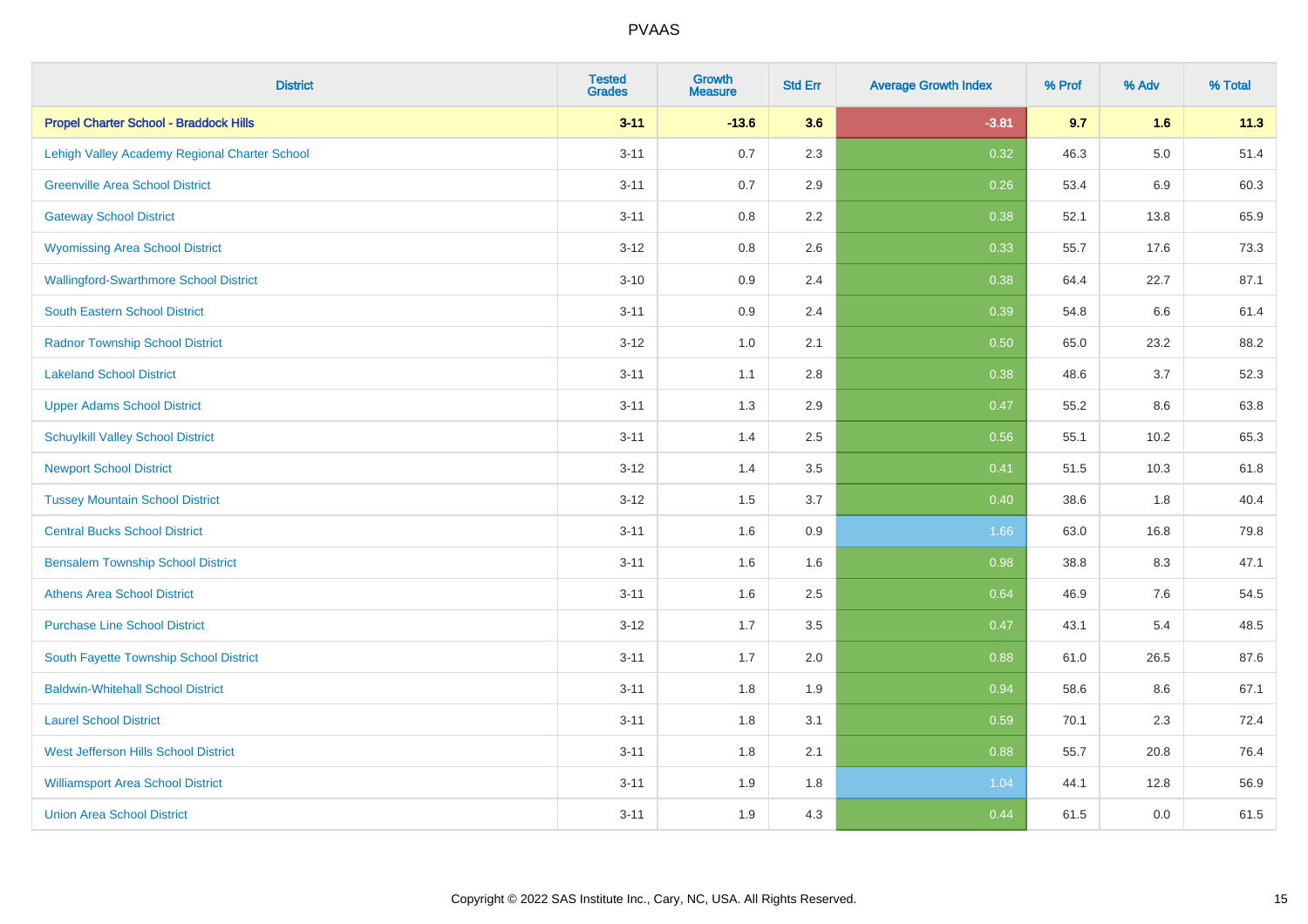# PVAAS

| District | Tested Grades | Growth Measure | Std Err | Average Growth Index | % Prof | % Adv | % Total |
|---|---|---|---|---|---|---|---|
| **Propel Charter School - Braddock Hills** | **3-11** | **-13.6** | **3.6** | **-3.81** | **9.7** | **1.6** | **11.3** |
| Lehigh Valley Academy Regional Charter School | 3-11 | 0.7 | 2.3 | 0.32 | 46.3 | 5.0 | 51.4 |
| Greenville Area School District | 3-11 | 0.7 | 2.9 | 0.26 | 53.4 | 6.9 | 60.3 |
| Gateway School District | 3-11 | 0.8 | 2.2 | 0.38 | 52.1 | 13.8 | 65.9 |
| Wyomissing Area School District | 3-12 | 0.8 | 2.6 | 0.33 | 55.7 | 17.6 | 73.3 |
| Wallingford-Swarthmore School District | 3-10 | 0.9 | 2.4 | 0.38 | 64.4 | 22.7 | 87.1 |
| South Eastern School District | 3-11 | 0.9 | 2.4 | 0.39 | 54.8 | 6.6 | 61.4 |
| Radnor Township School District | 3-12 | 1.0 | 2.1 | 0.50 | 65.0 | 23.2 | 88.2 |
| Lakeland School District | 3-11 | 1.1 | 2.8 | 0.38 | 48.6 | 3.7 | 52.3 |
| Upper Adams School District | 3-11 | 1.3 | 2.9 | 0.47 | 55.2 | 8.6 | 63.8 |
| Schuylkill Valley School District | 3-11 | 1.4 | 2.5 | 0.56 | 55.1 | 10.2 | 65.3 |
| Newport School District | 3-12 | 1.4 | 3.5 | 0.41 | 51.5 | 10.3 | 61.8 |
| Tussey Mountain School District | 3-12 | 1.5 | 3.7 | 0.40 | 38.6 | 1.8 | 40.4 |
| Central Bucks School District | 3-11 | 1.6 | 0.9 | 1.66 | 63.0 | 16.8 | 79.8 |
| Bensalem Township School District | 3-11 | 1.6 | 1.6 | 0.98 | 38.8 | 8.3 | 47.1 |
| Athens Area School District | 3-11 | 1.6 | 2.5 | 0.64 | 46.9 | 7.6 | 54.5 |
| Purchase Line School District | 3-12 | 1.7 | 3.5 | 0.47 | 43.1 | 5.4 | 48.5 |
| South Fayette Township School District | 3-11 | 1.7 | 2.0 | 0.88 | 61.0 | 26.5 | 87.6 |
| Baldwin-Whitehall School District | 3-11 | 1.8 | 1.9 | 0.94 | 58.6 | 8.6 | 67.1 |
| Laurel School District | 3-11 | 1.8 | 3.1 | 0.59 | 70.1 | 2.3 | 72.4 |
| West Jefferson Hills School District | 3-11 | 1.8 | 2.1 | 0.88 | 55.7 | 20.8 | 76.4 |
| Williamsport Area School District | 3-11 | 1.9 | 1.8 | 1.04 | 44.1 | 12.8 | 56.9 |
| Union Area School District | 3-11 | 1.9 | 4.3 | 0.44 | 61.5 | 0.0 | 61.5 |

Copyright © 2022 SAS Institute Inc., Cary, NC, USA. All Rights Reserved.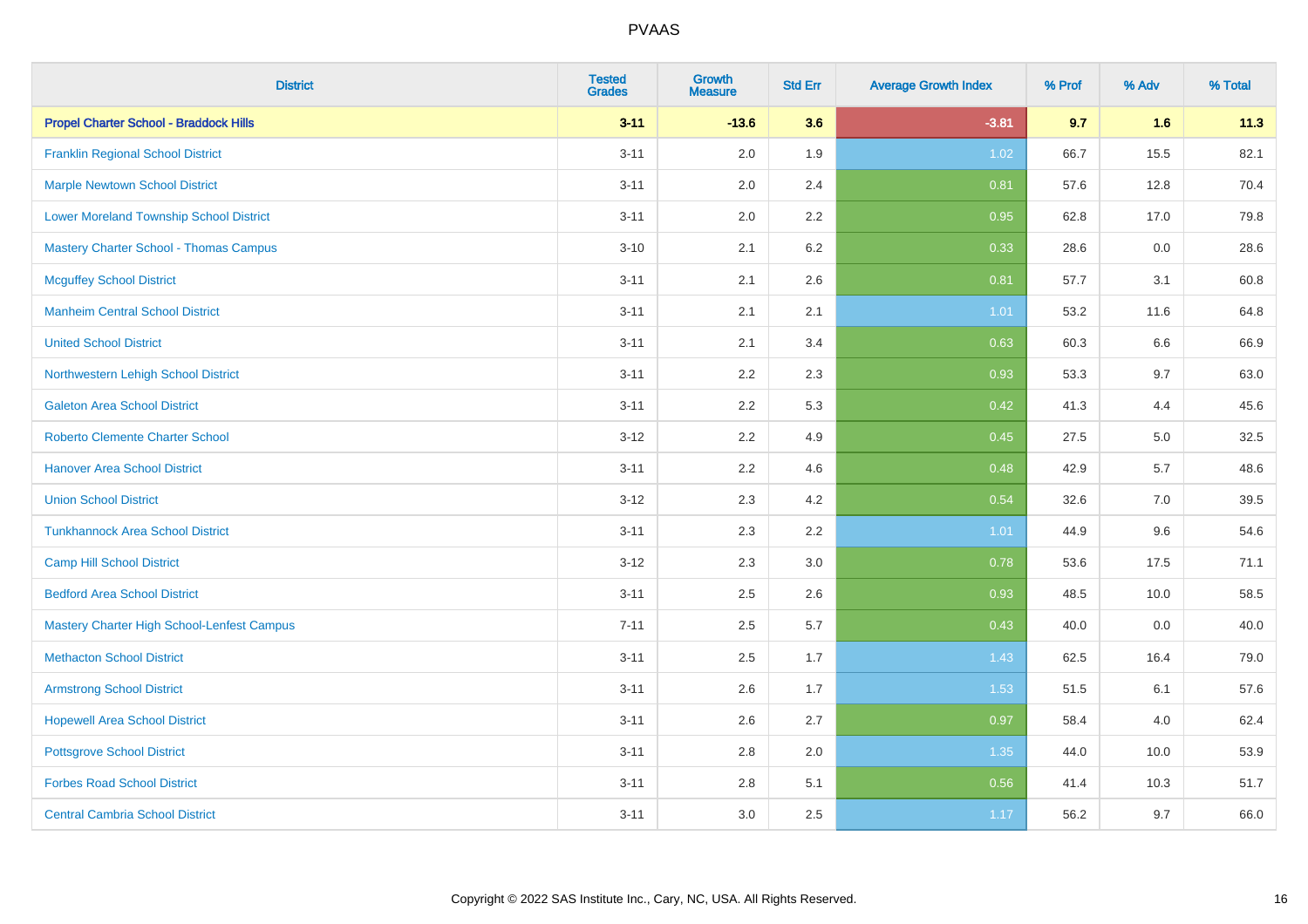# PVAAS

| District | Tested Grades | Growth Measure | Std Err | Average Growth Index | % Prof | % Adv | % Total |
|---|---|---|---|---|---|---|---|
| **Propel Charter School - Braddock Hills** | **3-11** | **-13.6** | **3.6** | **-3.81** | **9.7** | **1.6** | **11.3** |
| Franklin Regional School District | 3-11 | 2.0 | 1.9 | 1.02 | 66.7 | 15.5 | 82.1 |
| Marple Newtown School District | 3-11 | 2.0 | 2.4 | 0.81 | 57.6 | 12.8 | 70.4 |
| Lower Moreland Township School District | 3-11 | 2.0 | 2.2 | 0.95 | 62.8 | 17.0 | 79.8 |
| Mastery Charter School - Thomas Campus | 3-10 | 2.1 | 6.2 | 0.33 | 28.6 | 0.0 | 28.6 |
| Mcguffey School District | 3-11 | 2.1 | 2.6 | 0.81 | 57.7 | 3.1 | 60.8 |
| Manheim Central School District | 3-11 | 2.1 | 2.1 | 1.01 | 53.2 | 11.6 | 64.8 |
| United School District | 3-11 | 2.1 | 3.4 | 0.63 | 60.3 | 6.6 | 66.9 |
| Northwestern Lehigh School District | 3-11 | 2.2 | 2.3 | 0.93 | 53.3 | 9.7 | 63.0 |
| Galeton Area School District | 3-11 | 2.2 | 5.3 | 0.42 | 41.3 | 4.4 | 45.6 |
| Roberto Clemente Charter School | 3-12 | 2.2 | 4.9 | 0.45 | 27.5 | 5.0 | 32.5 |
| Hanover Area School District | 3-11 | 2.2 | 4.6 | 0.48 | 42.9 | 5.7 | 48.6 |
| Union School District | 3-12 | 2.3 | 4.2 | 0.54 | 32.6 | 7.0 | 39.5 |
| Tunkhannock Area School District | 3-11 | 2.3 | 2.2 | 1.01 | 44.9 | 9.6 | 54.6 |
| Camp Hill School District | 3-12 | 2.3 | 3.0 | 0.78 | 53.6 | 17.5 | 71.1 |
| Bedford Area School District | 3-11 | 2.5 | 2.6 | 0.93 | 48.5 | 10.0 | 58.5 |
| Mastery Charter High School-Lenfest Campus | 7-11 | 2.5 | 5.7 | 0.43 | 40.0 | 0.0 | 40.0 |
| Methacton School District | 3-11 | 2.5 | 1.7 | 1.43 | 62.5 | 16.4 | 79.0 |
| Armstrong School District | 3-11 | 2.6 | 1.7 | 1.53 | 51.5 | 6.1 | 57.6 |
| Hopewell Area School District | 3-11 | 2.6 | 2.7 | 0.97 | 58.4 | 4.0 | 62.4 |
| Pottsgrove School District | 3-11 | 2.8 | 2.0 | 1.35 | 44.0 | 10.0 | 53.9 |
| Forbes Road School District | 3-11 | 2.8 | 5.1 | 0.56 | 41.4 | 10.3 | 51.7 |
| Central Cambria School District | 3-11 | 3.0 | 2.5 | 1.17 | 56.2 | 9.7 | 66.0 |

Copyright © 2022 SAS Institute Inc., Cary, NC, USA. All Rights Reserved.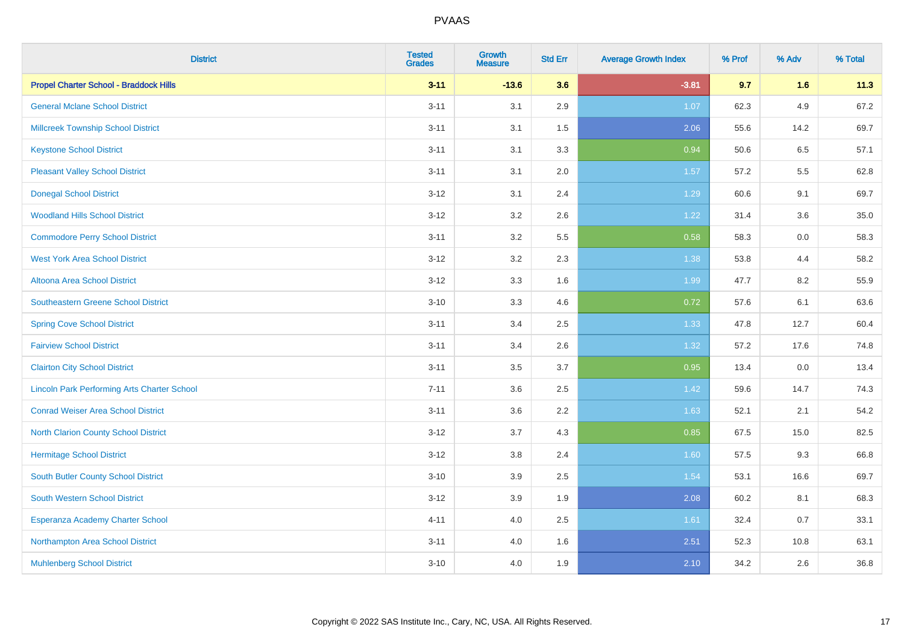# PVAAS

| District | Tested Grades | Growth Measure | Std Err | Average Growth Index | % Prof | % Adv | % Total |
|---|---|---|---|---|---|---|---|
| **Propel Charter School - Braddock Hills** | **3-11** | **-13.6** | **3.6** | **-3.81** | **9.7** | **1.6** | **11.3** |
| General Mclane School District | 3-11 | 3.1 | 2.9 | 1.07 | 62.3 | 4.9 | 67.2 |
| Millcreek Township School District | 3-11 | 3.1 | 1.5 | 2.06 | 55.6 | 14.2 | 69.7 |
| Keystone School District | 3-11 | 3.1 | 3.3 | 0.94 | 50.6 | 6.5 | 57.1 |
| Pleasant Valley School District | 3-11 | 3.1 | 2.0 | 1.57 | 57.2 | 5.5 | 62.8 |
| Donegal School District | 3-12 | 3.1 | 2.4 | 1.29 | 60.6 | 9.1 | 69.7 |
| Woodland Hills School District | 3-12 | 3.2 | 2.6 | 1.22 | 31.4 | 3.6 | 35.0 |
| Commodore Perry School District | 3-11 | 3.2 | 5.5 | 0.58 | 58.3 | 0.0 | 58.3 |
| West York Area School District | 3-12 | 3.2 | 2.3 | 1.38 | 53.8 | 4.4 | 58.2 |
| Altoona Area School District | 3-12 | 3.3 | 1.6 | 1.99 | 47.7 | 8.2 | 55.9 |
| Southeastern Greene School District | 3-10 | 3.3 | 4.6 | 0.72 | 57.6 | 6.1 | 63.6 |
| Spring Cove School District | 3-11 | 3.4 | 2.5 | 1.33 | 47.8 | 12.7 | 60.4 |
| Fairview School District | 3-11 | 3.4 | 2.6 | 1.32 | 57.2 | 17.6 | 74.8 |
| Clairton City School District | 3-11 | 3.5 | 3.7 | 0.95 | 13.4 | 0.0 | 13.4 |
| Lincoln Park Performing Arts Charter School | 7-11 | 3.6 | 2.5 | 1.42 | 59.6 | 14.7 | 74.3 |
| Conrad Weiser Area School District | 3-11 | 3.6 | 2.2 | 1.63 | 52.1 | 2.1 | 54.2 |
| North Clarion County School District | 3-12 | 3.7 | 4.3 | 0.85 | 67.5 | 15.0 | 82.5 |
| Hermitage School District | 3-12 | 3.8 | 2.4 | 1.60 | 57.5 | 9.3 | 66.8 |
| South Butler County School District | 3-10 | 3.9 | 2.5 | 1.54 | 53.1 | 16.6 | 69.7 |
| South Western School District | 3-12 | 3.9 | 1.9 | 2.08 | 60.2 | 8.1 | 68.3 |
| Esperanza Academy Charter School | 4-11 | 4.0 | 2.5 | 1.61 | 32.4 | 0.7 | 33.1 |
| Northampton Area School District | 3-11 | 4.0 | 1.6 | 2.51 | 52.3 | 10.8 | 63.1 |
| Muhlenberg School District | 3-10 | 4.0 | 1.9 | 2.10 | 34.2 | 2.6 | 36.8 |

Copyright © 2022 SAS Institute Inc., Cary, NC, USA. All Rights Reserved.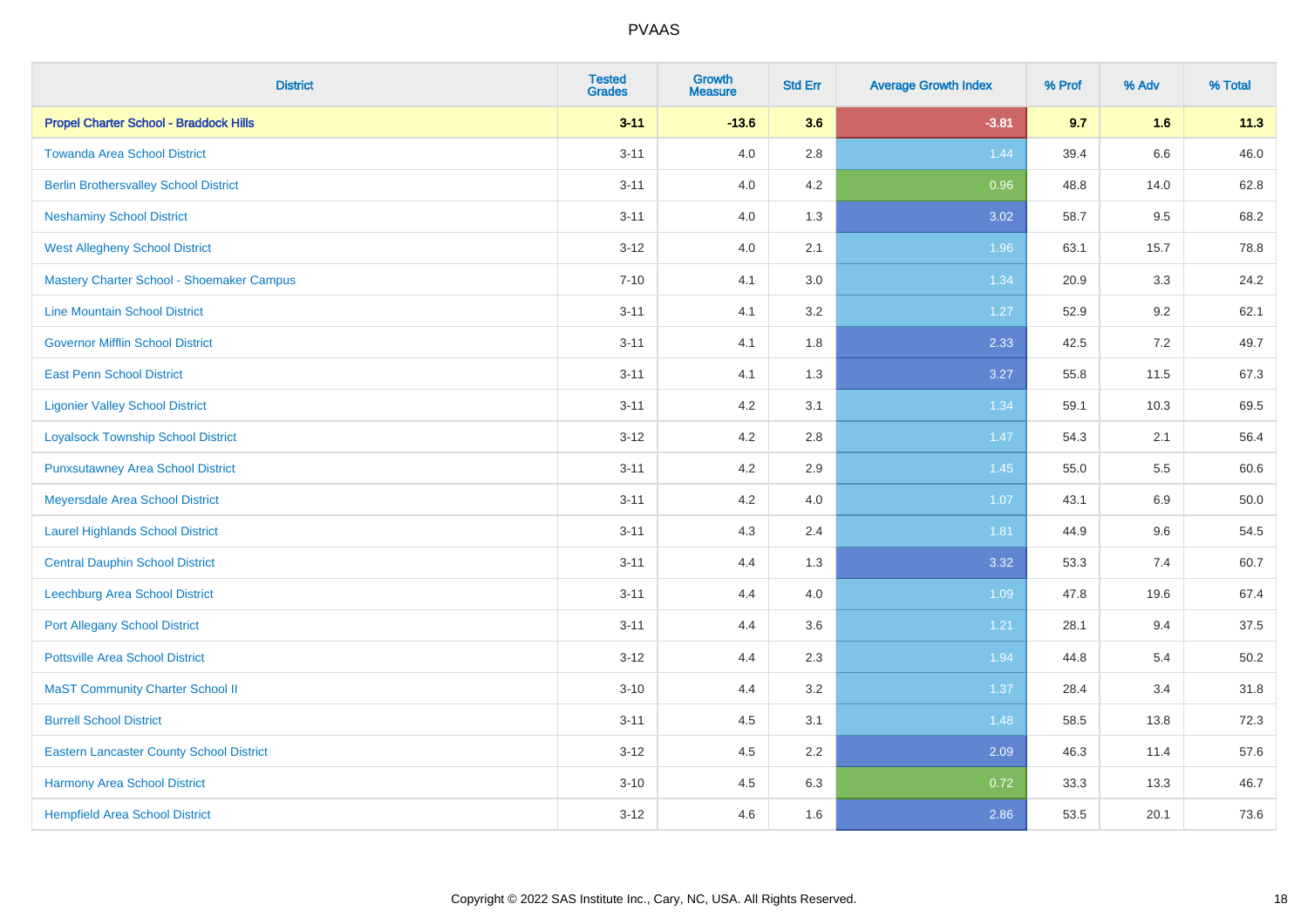| District | Tested Grades | Growth Measure | Std Err | Average Growth Index | % Prof | % Adv | % Total |
|---|---|---|---|---|---|---|---|
| **Propel Charter School - Braddock Hills** | **3-11** | **-13.6** | **3.6** | **-3.81** | **9.7** | **1.6** | **11.3** |
| Towanda Area School District | 3-11 | 4.0 | 2.8 | 1.44 | 39.4 | 6.6 | 46.0 |
| Berlin Brothersvalley School District | 3-11 | 4.0 | 4.2 | 0.96 | 48.8 | 14.0 | 62.8 |
| Neshaminy School District | 3-11 | 4.0 | 1.3 | 3.02 | 58.7 | 9.5 | 68.2 |
| West Allegheny School District | 3-12 | 4.0 | 2.1 | 1.96 | 63.1 | 15.7 | 78.8 |
| Mastery Charter School - Shoemaker Campus | 7-10 | 4.1 | 3.0 | 1.34 | 20.9 | 3.3 | 24.2 |
| Line Mountain School District | 3-11 | 4.1 | 3.2 | 1.27 | 52.9 | 9.2 | 62.1 |
| Governor Mifflin School District | 3-11 | 4.1 | 1.8 | 2.33 | 42.5 | 7.2 | 49.7 |
| East Penn School District | 3-11 | 4.1 | 1.3 | 3.27 | 55.8 | 11.5 | 67.3 |
| Ligonier Valley School District | 3-11 | 4.2 | 3.1 | 1.34 | 59.1 | 10.3 | 69.5 |
| Loyalsock Township School District | 3-12 | 4.2 | 2.8 | 1.47 | 54.3 | 2.1 | 56.4 |
| Punxsutawney Area School District | 3-11 | 4.2 | 2.9 | 1.45 | 55.0 | 5.5 | 60.6 |
| Meyersdale Area School District | 3-11 | 4.2 | 4.0 | 1.07 | 43.1 | 6.9 | 50.0 |
| Laurel Highlands School District | 3-11 | 4.3 | 2.4 | 1.81 | 44.9 | 9.6 | 54.5 |
| Central Dauphin School District | 3-11 | 4.4 | 1.3 | 3.32 | 53.3 | 7.4 | 60.7 |
| Leechburg Area School District | 3-11 | 4.4 | 4.0 | 1.09 | 47.8 | 19.6 | 67.4 |
| Port Allegany School District | 3-11 | 4.4 | 3.6 | 1.21 | 28.1 | 9.4 | 37.5 |
| Pottsville Area School District | 3-12 | 4.4 | 2.3 | 1.94 | 44.8 | 5.4 | 50.2 |
| MaST Community Charter School II | 3-10 | 4.4 | 3.2 | 1.37 | 28.4 | 3.4 | 31.8 |
| Burrell School District | 3-11 | 4.5 | 3.1 | 1.48 | 58.5 | 13.8 | 72.3 |
| Eastern Lancaster County School District | 3-12 | 4.5 | 2.2 | 2.09 | 46.3 | 11.4 | 57.6 |
| Harmony Area School District | 3-10 | 4.5 | 6.3 | 0.72 | 33.3 | 13.3 | 46.7 |
| Hempfield Area School District | 3-12 | 4.6 | 1.6 | 2.86 | 53.5 | 20.1 | 73.6 |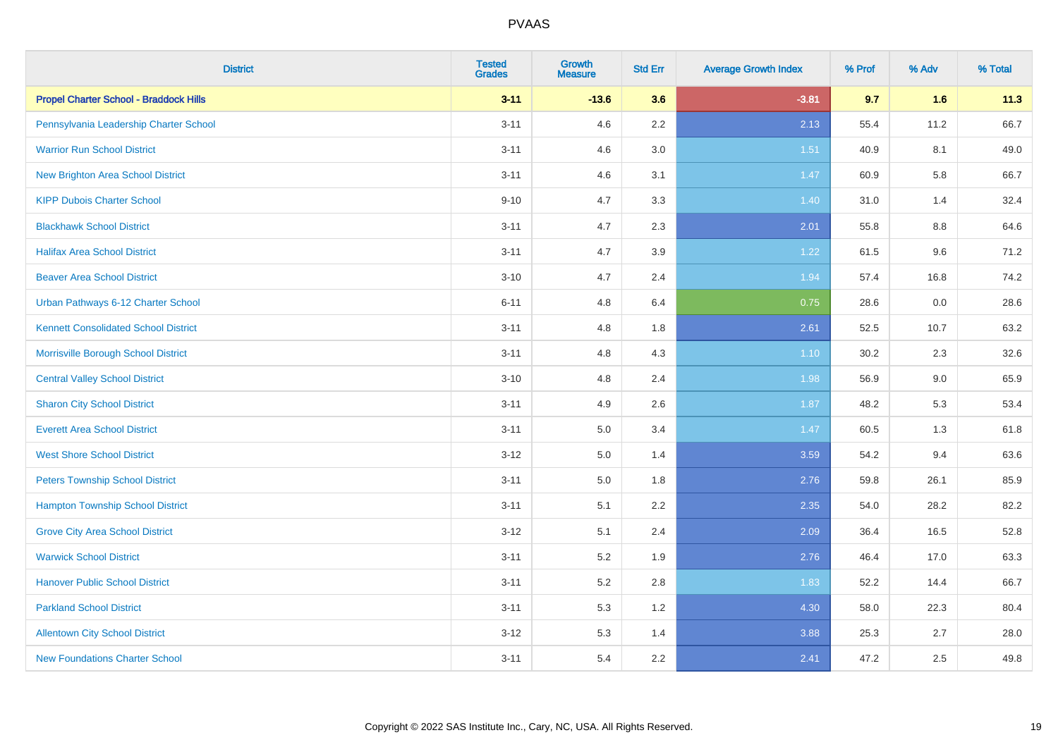# PVAAS

| District | Tested Grades | Growth Measure | Std Err | Average Growth Index | % Prof | % Adv | % Total |
|---|---|---|---|---|---|---|---|
| **Propel Charter School - Braddock Hills** | **3-11** | **-13.6** | **3.6** | **-3.81** | **9.7** | **1.6** | **11.3** |
| Pennsylvania Leadership Charter School | 3-11 | 4.6 | 2.2 | 2.13 | 55.4 | 11.2 | 66.7 |
| Warrior Run School District | 3-11 | 4.6 | 3.0 | 1.51 | 40.9 | 8.1 | 49.0 |
| New Brighton Area School District | 3-11 | 4.6 | 3.1 | 1.47 | 60.9 | 5.8 | 66.7 |
| KIPP Dubois Charter School | 9-10 | 4.7 | 3.3 | 1.40 | 31.0 | 1.4 | 32.4 |
| Blackhawk School District | 3-11 | 4.7 | 2.3 | 2.01 | 55.8 | 8.8 | 64.6 |
| Halifax Area School District | 3-11 | 4.7 | 3.9 | 1.22 | 61.5 | 9.6 | 71.2 |
| Beaver Area School District | 3-10 | 4.7 | 2.4 | 1.94 | 57.4 | 16.8 | 74.2 |
| Urban Pathways 6-12 Charter School | 6-11 | 4.8 | 6.4 | 0.75 | 28.6 | 0.0 | 28.6 |
| Kennett Consolidated School District | 3-11 | 4.8 | 1.8 | 2.61 | 52.5 | 10.7 | 63.2 |
| Morrisville Borough School District | 3-11 | 4.8 | 4.3 | 1.10 | 30.2 | 2.3 | 32.6 |
| Central Valley School District | 3-10 | 4.8 | 2.4 | 1.98 | 56.9 | 9.0 | 65.9 |
| Sharon City School District | 3-11 | 4.9 | 2.6 | 1.87 | 48.2 | 5.3 | 53.4 |
| Everett Area School District | 3-11 | 5.0 | 3.4 | 1.47 | 60.5 | 1.3 | 61.8 |
| West Shore School District | 3-12 | 5.0 | 1.4 | 3.59 | 54.2 | 9.4 | 63.6 |
| Peters Township School District | 3-11 | 5.0 | 1.8 | 2.76 | 59.8 | 26.1 | 85.9 |
| Hampton Township School District | 3-11 | 5.1 | 2.2 | 2.35 | 54.0 | 28.2 | 82.2 |
| Grove City Area School District | 3-12 | 5.1 | 2.4 | 2.09 | 36.4 | 16.5 | 52.8 |
| Warwick School District | 3-11 | 5.2 | 1.9 | 2.76 | 46.4 | 17.0 | 63.3 |
| Hanover Public School District | 3-11 | 5.2 | 2.8 | 1.83 | 52.2 | 14.4 | 66.7 |
| Parkland School District | 3-11 | 5.3 | 1.2 | 4.30 | 58.0 | 22.3 | 80.4 |
| Allentown City School District | 3-12 | 5.3 | 1.4 | 3.88 | 25.3 | 2.7 | 28.0 |
| New Foundations Charter School | 3-11 | 5.4 | 2.2 | 2.41 | 47.2 | 2.5 | 49.8 |

Copyright © 2022 SAS Institute Inc., Cary, NC, USA. All Rights Reserved.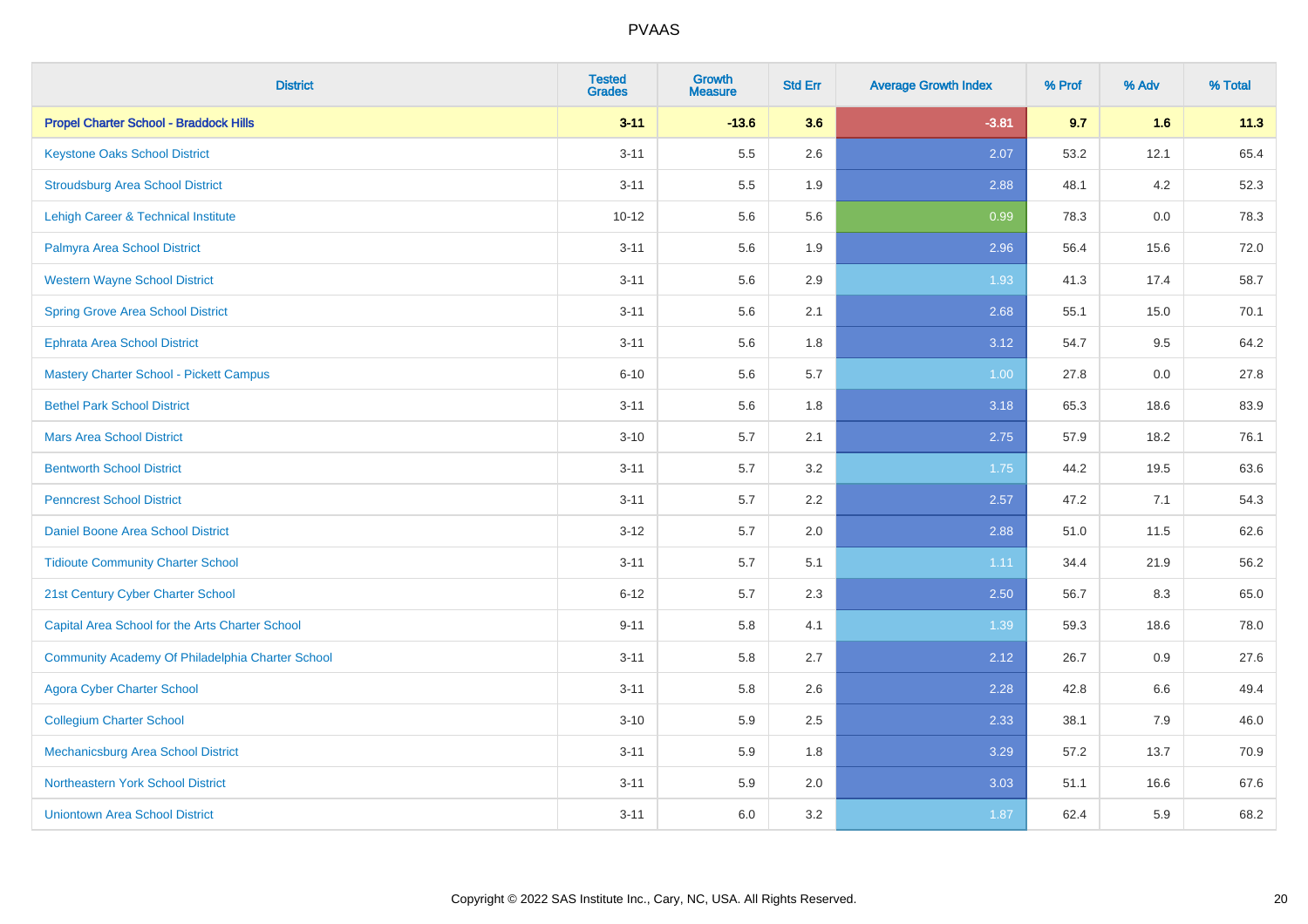# PVAAS

| District | Tested Grades | Growth Measure | Std Err | Average Growth Index | % Prof | % Adv | % Total |
|---|---|---|---|---|---|---|---|
| **Propel Charter School - Braddock Hills** | **3-11** | **-13.6** | **3.6** | **-3.81** | **9.7** | **1.6** | **11.3** |
| Keystone Oaks School District | 3-11 | 5.5 | 2.6 | 2.07 | 53.2 | 12.1 | 65.4 |
| Stroudsburg Area School District | 3-11 | 5.5 | 1.9 | 2.88 | 48.1 | 4.2 | 52.3 |
| Lehigh Career & Technical Institute | 10-12 | 5.6 | 5.6 | 0.99 | 78.3 | 0.0 | 78.3 |
| Palmyra Area School District | 3-11 | 5.6 | 1.9 | 2.96 | 56.4 | 15.6 | 72.0 |
| Western Wayne School District | 3-11 | 5.6 | 2.9 | 1.93 | 41.3 | 17.4 | 58.7 |
| Spring Grove Area School District | 3-11 | 5.6 | 2.1 | 2.68 | 55.1 | 15.0 | 70.1 |
| Ephrata Area School District | 3-11 | 5.6 | 1.8 | 3.12 | 54.7 | 9.5 | 64.2 |
| Mastery Charter School - Pickett Campus | 6-10 | 5.6 | 5.7 | 1.00 | 27.8 | 0.0 | 27.8 |
| Bethel Park School District | 3-11 | 5.6 | 1.8 | 3.18 | 65.3 | 18.6 | 83.9 |
| Mars Area School District | 3-10 | 5.7 | 2.1 | 2.75 | 57.9 | 18.2 | 76.1 |
| Bentworth School District | 3-11 | 5.7 | 3.2 | 1.75 | 44.2 | 19.5 | 63.6 |
| Penncrest School District | 3-11 | 5.7 | 2.2 | 2.57 | 47.2 | 7.1 | 54.3 |
| Daniel Boone Area School District | 3-12 | 5.7 | 2.0 | 2.88 | 51.0 | 11.5 | 62.6 |
| Tidioute Community Charter School | 3-11 | 5.7 | 5.1 | 1.11 | 34.4 | 21.9 | 56.2 |
| 21st Century Cyber Charter School | 6-12 | 5.7 | 2.3 | 2.50 | 56.7 | 8.3 | 65.0 |
| Capital Area School for the Arts Charter School | 9-11 | 5.8 | 4.1 | 1.39 | 59.3 | 18.6 | 78.0 |
| Community Academy Of Philadelphia Charter School | 3-11 | 5.8 | 2.7 | 2.12 | 26.7 | 0.9 | 27.6 |
| Agora Cyber Charter School | 3-11 | 5.8 | 2.6 | 2.28 | 42.8 | 6.6 | 49.4 |
| Collegium Charter School | 3-10 | 5.9 | 2.5 | 2.33 | 38.1 | 7.9 | 46.0 |
| Mechanicsburg Area School District | 3-11 | 5.9 | 1.8 | 3.29 | 57.2 | 13.7 | 70.9 |
| Northeastern York School District | 3-11 | 5.9 | 2.0 | 3.03 | 51.1 | 16.6 | 67.6 |
| Uniontown Area School District | 3-11 | 6.0 | 3.2 | 1.87 | 62.4 | 5.9 | 68.2 |

Copyright © 2022 SAS Institute Inc., Cary, NC, USA. All Rights Reserved.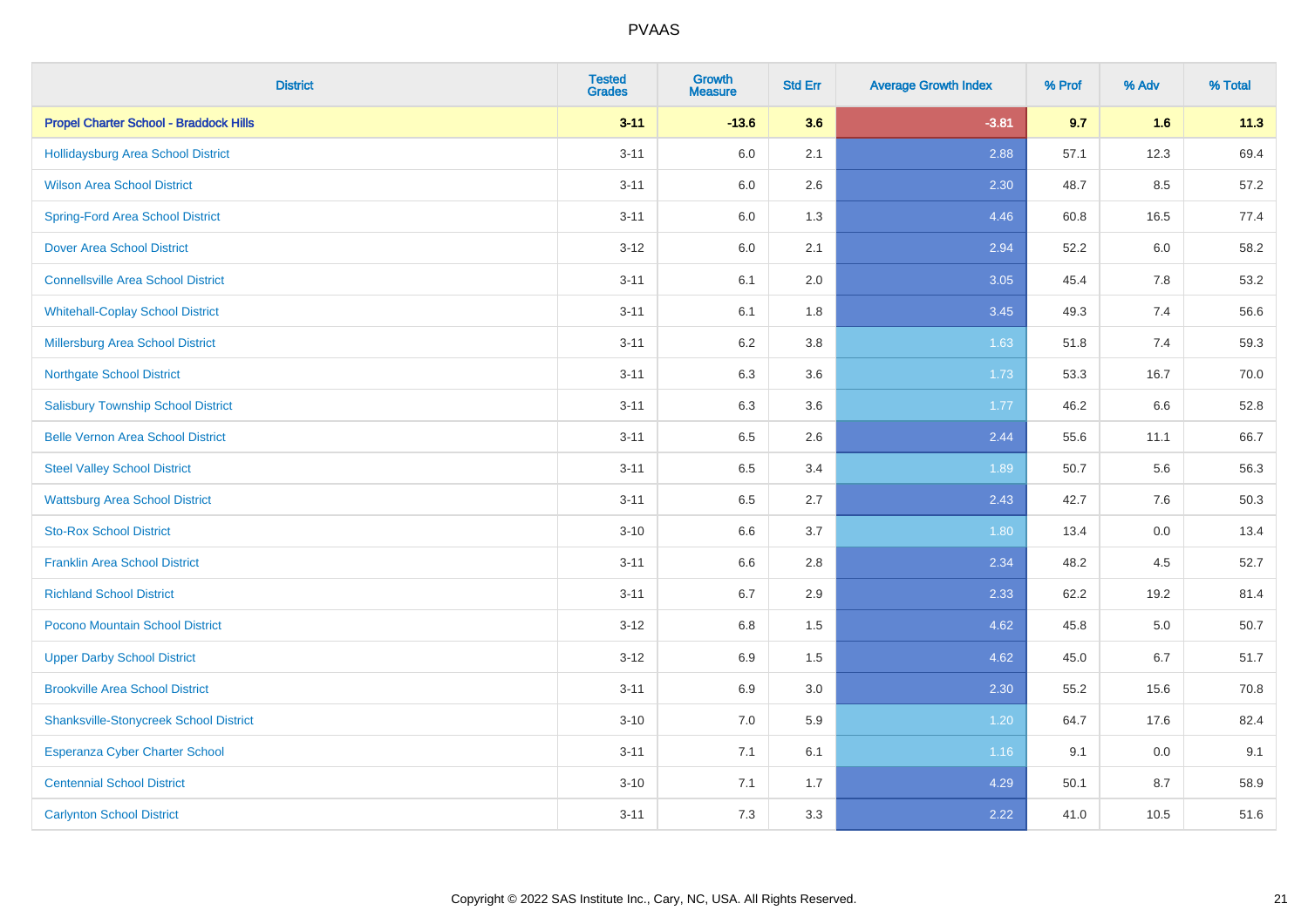# PVAAS

| District | Tested Grades | Growth Measure | Std Err | Average Growth Index | % Prof | % Adv | % Total |
|---|---|---|---|---|---|---|---|
| **Propel Charter School - Braddock Hills** | **3-11** | **-13.6** | **3.6** | **-3.81** | **9.7** | **1.6** | **11.3** |
| Hollidaysburg Area School District | 3-11 | 6.0 | 2.1 | 2.88 | 57.1 | 12.3 | 69.4 |
| Wilson Area School District | 3-11 | 6.0 | 2.6 | 2.30 | 48.7 | 8.5 | 57.2 |
| Spring-Ford Area School District | 3-11 | 6.0 | 1.3 | 4.46 | 60.8 | 16.5 | 77.4 |
| Dover Area School District | 3-12 | 6.0 | 2.1 | 2.94 | 52.2 | 6.0 | 58.2 |
| Connellsville Area School District | 3-11 | 6.1 | 2.0 | 3.05 | 45.4 | 7.8 | 53.2 |
| Whitehall-Coplay School District | 3-11 | 6.1 | 1.8 | 3.45 | 49.3 | 7.4 | 56.6 |
| Millersburg Area School District | 3-11 | 6.2 | 3.8 | 1.63 | 51.8 | 7.4 | 59.3 |
| Northgate School District | 3-11 | 6.3 | 3.6 | 1.73 | 53.3 | 16.7 | 70.0 |
| Salisbury Township School District | 3-11 | 6.3 | 3.6 | 1.77 | 46.2 | 6.6 | 52.8 |
| Belle Vernon Area School District | 3-11 | 6.5 | 2.6 | 2.44 | 55.6 | 11.1 | 66.7 |
| Steel Valley School District | 3-11 | 6.5 | 3.4 | 1.89 | 50.7 | 5.6 | 56.3 |
| Wattsburg Area School District | 3-11 | 6.5 | 2.7 | 2.43 | 42.7 | 7.6 | 50.3 |
| Sto-Rox School District | 3-10 | 6.6 | 3.7 | 1.80 | 13.4 | 0.0 | 13.4 |
| Franklin Area School District | 3-11 | 6.6 | 2.8 | 2.34 | 48.2 | 4.5 | 52.7 |
| Richland School District | 3-11 | 6.7 | 2.9 | 2.33 | 62.2 | 19.2 | 81.4 |
| Pocono Mountain School District | 3-12 | 6.8 | 1.5 | 4.62 | 45.8 | 5.0 | 50.7 |
| Upper Darby School District | 3-12 | 6.9 | 1.5 | 4.62 | 45.0 | 6.7 | 51.7 |
| Brookville Area School District | 3-11 | 6.9 | 3.0 | 2.30 | 55.2 | 15.6 | 70.8 |
| Shanksville-Stonycreek School District | 3-10 | 7.0 | 5.9 | 1.20 | 64.7 | 17.6 | 82.4 |
| Esperanza Cyber Charter School | 3-11 | 7.1 | 6.1 | 1.16 | 9.1 | 0.0 | 9.1 |
| Centennial School District | 3-10 | 7.1 | 1.7 | 4.29 | 50.1 | 8.7 | 58.9 |
| Carlynton School District | 3-11 | 7.3 | 3.3 | 2.22 | 41.0 | 10.5 | 51.6 |

Copyright © 2022 SAS Institute Inc., Cary, NC, USA. All Rights Reserved.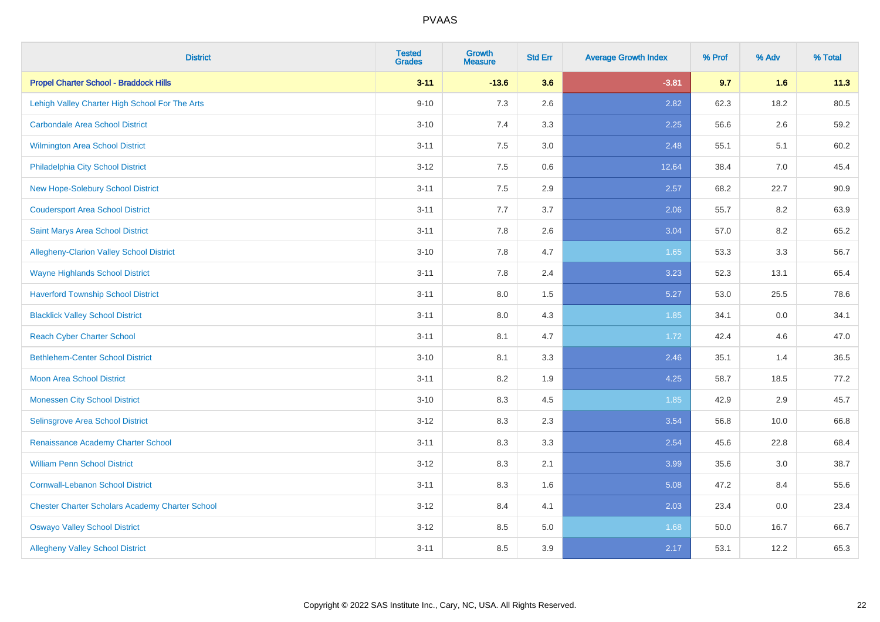| District | Tested Grades | Growth Measure | Std Err | Average Growth Index | % Prof | % Adv | % Total |
|---|---|---|---|---|---|---|---|
| **Propel Charter School - Braddock Hills** | **3-11** | **-13.6** | **3.6** | **-3.81** | **9.7** | **1.6** | **11.3** |
| Lehigh Valley Charter High School For The Arts | 9-10 | 7.3 | 2.6 | 2.82 | 62.3 | 18.2 | 80.5 |
| Carbondale Area School District | 3-10 | 7.4 | 3.3 | 2.25 | 56.6 | 2.6 | 59.2 |
| Wilmington Area School District | 3-11 | 7.5 | 3.0 | 2.48 | 55.1 | 5.1 | 60.2 |
| Philadelphia City School District | 3-12 | 7.5 | 0.6 | 12.64 | 38.4 | 7.0 | 45.4 |
| New Hope-Solebury School District | 3-11 | 7.5 | 2.9 | 2.57 | 68.2 | 22.7 | 90.9 |
| Coudersport Area School District | 3-11 | 7.7 | 3.7 | 2.06 | 55.7 | 8.2 | 63.9 |
| Saint Marys Area School District | 3-11 | 7.8 | 2.6 | 3.04 | 57.0 | 8.2 | 65.2 |
| Allegheny-Clarion Valley School District | 3-10 | 7.8 | 4.7 | 1.65 | 53.3 | 3.3 | 56.7 |
| Wayne Highlands School District | 3-11 | 7.8 | 2.4 | 3.23 | 52.3 | 13.1 | 65.4 |
| Haverford Township School District | 3-11 | 8.0 | 1.5 | 5.27 | 53.0 | 25.5 | 78.6 |
| Blacklick Valley School District | 3-11 | 8.0 | 4.3 | 1.85 | 34.1 | 0.0 | 34.1 |
| Reach Cyber Charter School | 3-11 | 8.1 | 4.7 | 1.72 | 42.4 | 4.6 | 47.0 |
| Bethlehem-Center School District | 3-10 | 8.1 | 3.3 | 2.46 | 35.1 | 1.4 | 36.5 |
| Moon Area School District | 3-11 | 8.2 | 1.9 | 4.25 | 58.7 | 18.5 | 77.2 |
| Monessen City School District | 3-10 | 8.3 | 4.5 | 1.85 | 42.9 | 2.9 | 45.7 |
| Selinsgrove Area School District | 3-12 | 8.3 | 2.3 | 3.54 | 56.8 | 10.0 | 66.8 |
| Renaissance Academy Charter School | 3-11 | 8.3 | 3.3 | 2.54 | 45.6 | 22.8 | 68.4 |
| William Penn School District | 3-12 | 8.3 | 2.1 | 3.99 | 35.6 | 3.0 | 38.7 |
| Cornwall-Lebanon School District | 3-11 | 8.3 | 1.6 | 5.08 | 47.2 | 8.4 | 55.6 |
| Chester Charter Scholars Academy Charter School | 3-12 | 8.4 | 4.1 | 2.03 | 23.4 | 0.0 | 23.4 |
| Oswayo Valley School District | 3-12 | 8.5 | 5.0 | 1.68 | 50.0 | 16.7 | 66.7 |
| Allegheny Valley School District | 3-11 | 8.5 | 3.9 | 2.17 | 53.1 | 12.2 | 65.3 |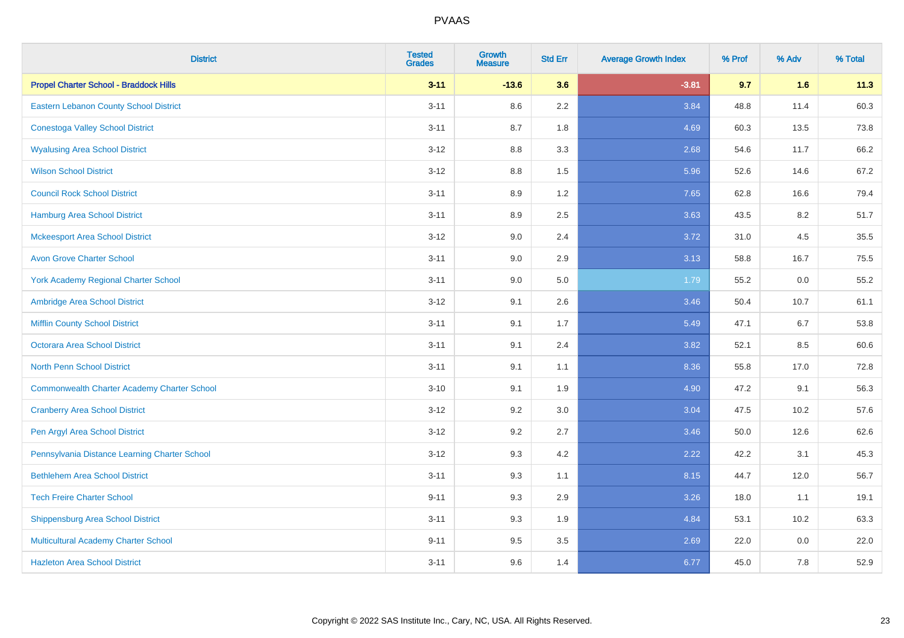# PVAAS

| District | Tested Grades | Growth Measure | Std Err | Average Growth Index | % Prof | % Adv | % Total |
|---|---|---|---|---|---|---|---|
| **Propel Charter School - Braddock Hills** | **3-11** | **-13.6** | **3.6** | **-3.81** | **9.7** | **1.6** | **11.3** |
| Eastern Lebanon County School District | 3-11 | 8.6 | 2.2 | 3.84 | 48.8 | 11.4 | 60.3 |
| Conestoga Valley School District | 3-11 | 8.7 | 1.8 | 4.69 | 60.3 | 13.5 | 73.8 |
| Wyalusing Area School District | 3-12 | 8.8 | 3.3 | 2.68 | 54.6 | 11.7 | 66.2 |
| Wilson School District | 3-12 | 8.8 | 1.5 | 5.96 | 52.6 | 14.6 | 67.2 |
| Council Rock School District | 3-11 | 8.9 | 1.2 | 7.65 | 62.8 | 16.6 | 79.4 |
| Hamburg Area School District | 3-11 | 8.9 | 2.5 | 3.63 | 43.5 | 8.2 | 51.7 |
| Mckeesport Area School District | 3-12 | 9.0 | 2.4 | 3.72 | 31.0 | 4.5 | 35.5 |
| Avon Grove Charter School | 3-11 | 9.0 | 2.9 | 3.13 | 58.8 | 16.7 | 75.5 |
| York Academy Regional Charter School | 3-11 | 9.0 | 5.0 | 1.79 | 55.2 | 0.0 | 55.2 |
| Ambridge Area School District | 3-12 | 9.1 | 2.6 | 3.46 | 50.4 | 10.7 | 61.1 |
| Mifflin County School District | 3-11 | 9.1 | 1.7 | 5.49 | 47.1 | 6.7 | 53.8 |
| Octorara Area School District | 3-11 | 9.1 | 2.4 | 3.82 | 52.1 | 8.5 | 60.6 |
| North Penn School District | 3-11 | 9.1 | 1.1 | 8.36 | 55.8 | 17.0 | 72.8 |
| Commonwealth Charter Academy Charter School | 3-10 | 9.1 | 1.9 | 4.90 | 47.2 | 9.1 | 56.3 |
| Cranberry Area School District | 3-12 | 9.2 | 3.0 | 3.04 | 47.5 | 10.2 | 57.6 |
| Pen Argyl Area School District | 3-12 | 9.2 | 2.7 | 3.46 | 50.0 | 12.6 | 62.6 |
| Pennsylvania Distance Learning Charter School | 3-12 | 9.3 | 4.2 | 2.22 | 42.2 | 3.1 | 45.3 |
| Bethlehem Area School District | 3-11 | 9.3 | 1.1 | 8.15 | 44.7 | 12.0 | 56.7 |
| Tech Freire Charter School | 9-11 | 9.3 | 2.9 | 3.26 | 18.0 | 1.1 | 19.1 |
| Shippensburg Area School District | 3-11 | 9.3 | 1.9 | 4.84 | 53.1 | 10.2 | 63.3 |
| Multicultural Academy Charter School | 9-11 | 9.5 | 3.5 | 2.69 | 22.0 | 0.0 | 22.0 |
| Hazleton Area School District | 3-11 | 9.6 | 1.4 | 6.77 | 45.0 | 7.8 | 52.9 |

Copyright © 2022 SAS Institute Inc., Cary, NC, USA. All Rights Reserved.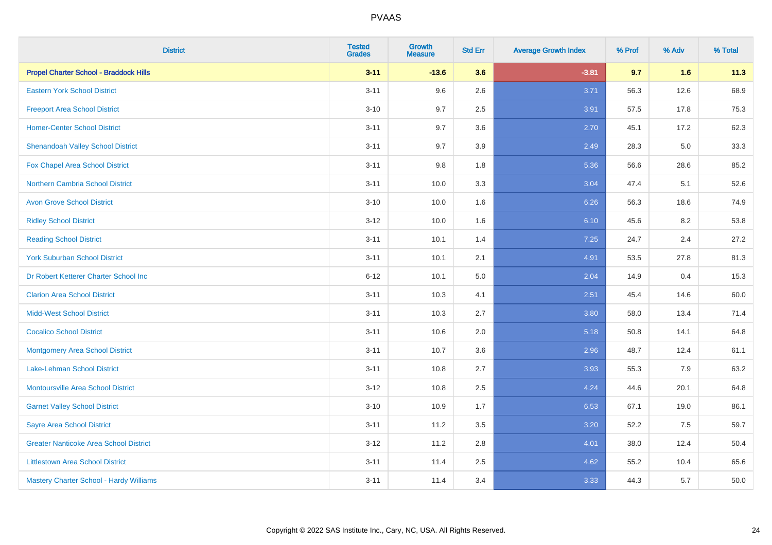# PVAAS

| District | Tested Grades | Growth Measure | Std Err | Average Growth Index | % Prof | % Adv | % Total |
|---|---|---|---|---|---|---|---|
| **Propel Charter School - Braddock Hills** | **3-11** | **-13.6** | **3.6** | **-3.81** | **9.7** | **1.6** | **11.3** |
| Eastern York School District | 3-11 | 9.6 | 2.6 | 3.71 | 56.3 | 12.6 | 68.9 |
| Freeport Area School District | 3-10 | 9.7 | 2.5 | 3.91 | 57.5 | 17.8 | 75.3 |
| Homer-Center School District | 3-11 | 9.7 | 3.6 | 2.70 | 45.1 | 17.2 | 62.3 |
| Shenandoah Valley School District | 3-11 | 9.7 | 3.9 | 2.49 | 28.3 | 5.0 | 33.3 |
| Fox Chapel Area School District | 3-11 | 9.8 | 1.8 | 5.36 | 56.6 | 28.6 | 85.2 |
| Northern Cambria School District | 3-11 | 10.0 | 3.3 | 3.04 | 47.4 | 5.1 | 52.6 |
| Avon Grove School District | 3-10 | 10.0 | 1.6 | 6.26 | 56.3 | 18.6 | 74.9 |
| Ridley School District | 3-12 | 10.0 | 1.6 | 6.10 | 45.6 | 8.2 | 53.8 |
| Reading School District | 3-11 | 10.1 | 1.4 | 7.25 | 24.7 | 2.4 | 27.2 |
| York Suburban School District | 3-11 | 10.1 | 2.1 | 4.91 | 53.5 | 27.8 | 81.3 |
| Dr Robert Ketterer Charter School Inc | 6-12 | 10.1 | 5.0 | 2.04 | 14.9 | 0.4 | 15.3 |
| Clarion Area School District | 3-11 | 10.3 | 4.1 | 2.51 | 45.4 | 14.6 | 60.0 |
| Midd-West School District | 3-11 | 10.3 | 2.7 | 3.80 | 58.0 | 13.4 | 71.4 |
| Cocalico School District | 3-11 | 10.6 | 2.0 | 5.18 | 50.8 | 14.1 | 64.8 |
| Montgomery Area School District | 3-11 | 10.7 | 3.6 | 2.96 | 48.7 | 12.4 | 61.1 |
| Lake-Lehman School District | 3-11 | 10.8 | 2.7 | 3.93 | 55.3 | 7.9 | 63.2 |
| Montoursville Area School District | 3-12 | 10.8 | 2.5 | 4.24 | 44.6 | 20.1 | 64.8 |
| Garnet Valley School District | 3-10 | 10.9 | 1.7 | 6.53 | 67.1 | 19.0 | 86.1 |
| Sayre Area School District | 3-11 | 11.2 | 3.5 | 3.20 | 52.2 | 7.5 | 59.7 |
| Greater Nanticoke Area School District | 3-12 | 11.2 | 2.8 | 4.01 | 38.0 | 12.4 | 50.4 |
| Littlestown Area School District | 3-11 | 11.4 | 2.5 | 4.62 | 55.2 | 10.4 | 65.6 |
| Mastery Charter School - Hardy Williams | 3-11 | 11.4 | 3.4 | 3.33 | 44.3 | 5.7 | 50.0 |

Copyright © 2022 SAS Institute Inc., Cary, NC, USA. All Rights Reserved.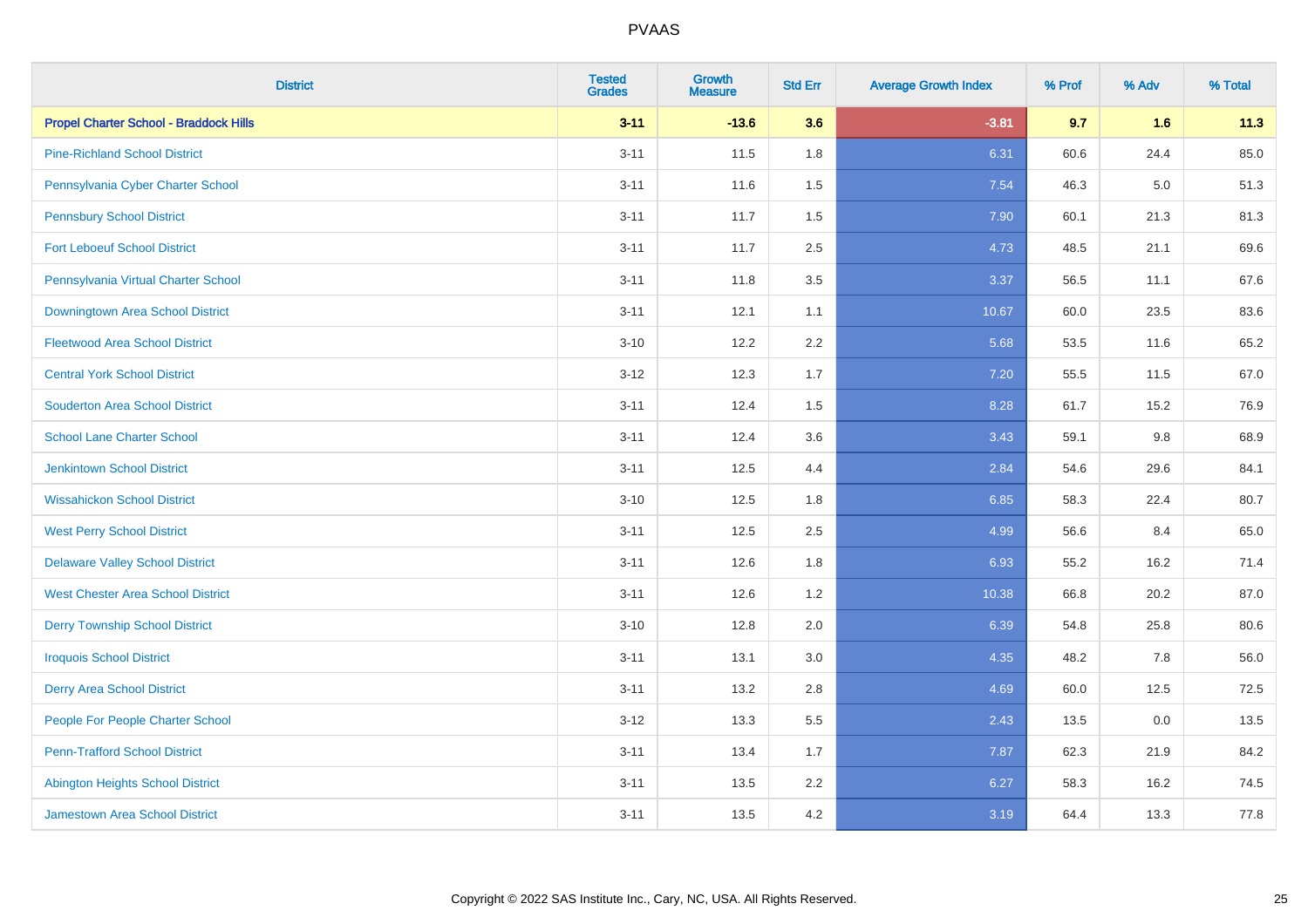# PVAAS

| District | Tested Grades | Growth Measure | Std Err | Average Growth Index | % Prof | % Adv | % Total |
|---|---|---|---|---|---|---|---|
| **Propel Charter School - Braddock Hills** | **3-11** | **-13.6** | **3.6** | **-3.81** | **9.7** | **1.6** | **11.3** |
| Pine-Richland School District | 3-11 | 11.5 | 1.8 | 6.31 | 60.6 | 24.4 | 85.0 |
| Pennsylvania Cyber Charter School | 3-11 | 11.6 | 1.5 | 7.54 | 46.3 | 5.0 | 51.3 |
| Pennsbury School District | 3-11 | 11.7 | 1.5 | 7.90 | 60.1 | 21.3 | 81.3 |
| Fort Leboeuf School District | 3-11 | 11.7 | 2.5 | 4.73 | 48.5 | 21.1 | 69.6 |
| Pennsylvania Virtual Charter School | 3-11 | 11.8 | 3.5 | 3.37 | 56.5 | 11.1 | 67.6 |
| Downingtown Area School District | 3-11 | 12.1 | 1.1 | 10.67 | 60.0 | 23.5 | 83.6 |
| Fleetwood Area School District | 3-10 | 12.2 | 2.2 | 5.68 | 53.5 | 11.6 | 65.2 |
| Central York School District | 3-12 | 12.3 | 1.7 | 7.20 | 55.5 | 11.5 | 67.0 |
| Souderton Area School District | 3-11 | 12.4 | 1.5 | 8.28 | 61.7 | 15.2 | 76.9 |
| School Lane Charter School | 3-11 | 12.4 | 3.6 | 3.43 | 59.1 | 9.8 | 68.9 |
| Jenkintown School District | 3-11 | 12.5 | 4.4 | 2.84 | 54.6 | 29.6 | 84.1 |
| Wissahickon School District | 3-10 | 12.5 | 1.8 | 6.85 | 58.3 | 22.4 | 80.7 |
| West Perry School District | 3-11 | 12.5 | 2.5 | 4.99 | 56.6 | 8.4 | 65.0 |
| Delaware Valley School District | 3-11 | 12.6 | 1.8 | 6.93 | 55.2 | 16.2 | 71.4 |
| West Chester Area School District | 3-11 | 12.6 | 1.2 | 10.38 | 66.8 | 20.2 | 87.0 |
| Derry Township School District | 3-10 | 12.8 | 2.0 | 6.39 | 54.8 | 25.8 | 80.6 |
| Iroquois School District | 3-11 | 13.1 | 3.0 | 4.35 | 48.2 | 7.8 | 56.0 |
| Derry Area School District | 3-11 | 13.2 | 2.8 | 4.69 | 60.0 | 12.5 | 72.5 |
| People For People Charter School | 3-12 | 13.3 | 5.5 | 2.43 | 13.5 | 0.0 | 13.5 |
| Penn-Trafford School District | 3-11 | 13.4 | 1.7 | 7.87 | 62.3 | 21.9 | 84.2 |
| Abington Heights School District | 3-11 | 13.5 | 2.2 | 6.27 | 58.3 | 16.2 | 74.5 |
| Jamestown Area School District | 3-11 | 13.5 | 4.2 | 3.19 | 64.4 | 13.3 | 77.8 |

Copyright © 2022 SAS Institute Inc., Cary, NC, USA. All Rights Reserved.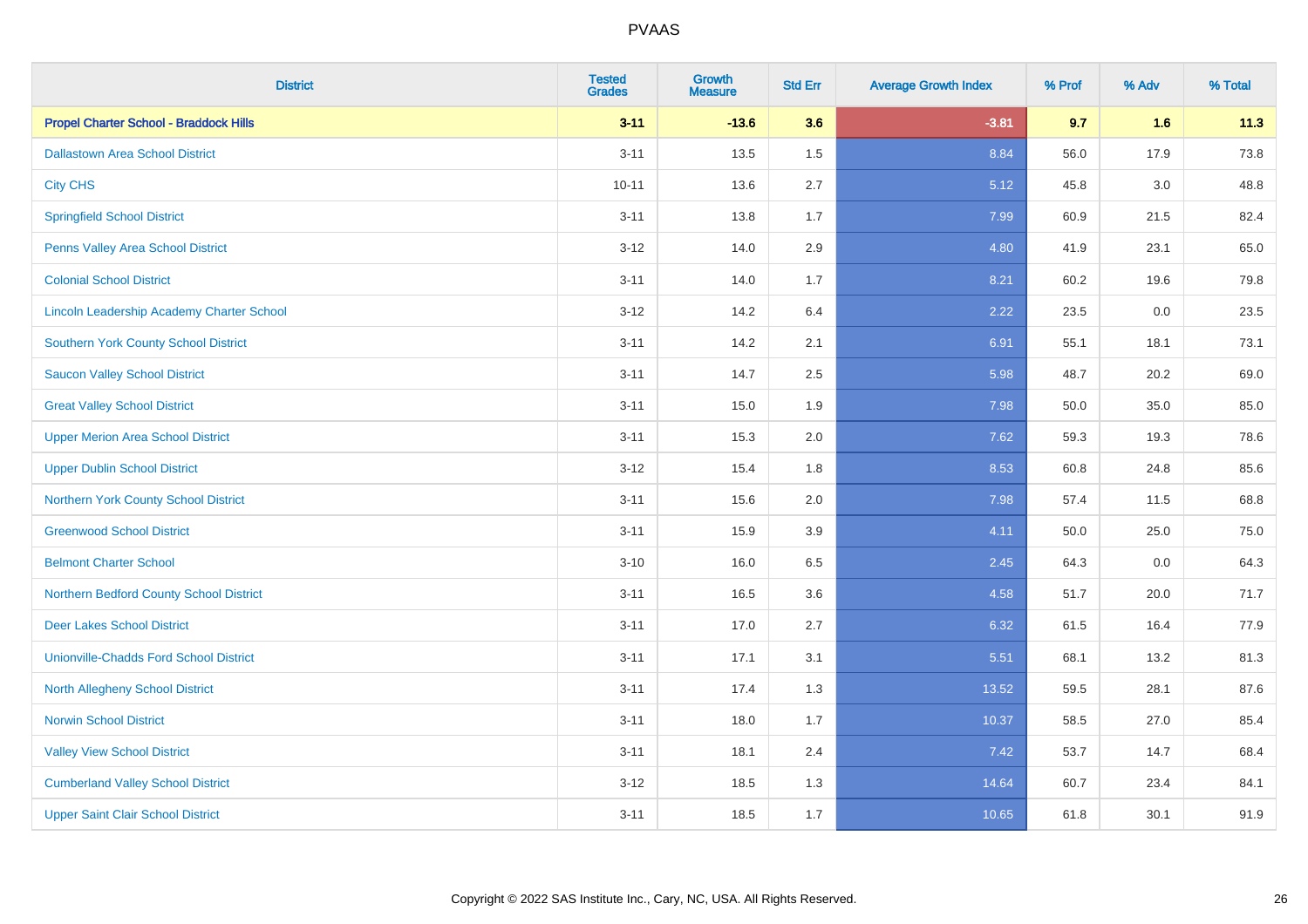# PVAAS

| District | Tested Grades | Growth Measure | Std Err | Average Growth Index | % Prof | % Adv | % Total |
|---|---|---|---|---|---|---|---|
| **Propel Charter School - Braddock Hills** | **3-11** | **-13.6** | **3.6** | **-3.81** | **9.7** | **1.6** | **11.3** |
| Dallastown Area School District | 3-11 | 13.5 | 1.5 | 8.84 | 56.0 | 17.9 | 73.8 |
| City CHS | 10-11 | 13.6 | 2.7 | 5.12 | 45.8 | 3.0 | 48.8 |
| Springfield School District | 3-11 | 13.8 | 1.7 | 7.99 | 60.9 | 21.5 | 82.4 |
| Penns Valley Area School District | 3-12 | 14.0 | 2.9 | 4.80 | 41.9 | 23.1 | 65.0 |
| Colonial School District | 3-11 | 14.0 | 1.7 | 8.21 | 60.2 | 19.6 | 79.8 |
| Lincoln Leadership Academy Charter School | 3-12 | 14.2 | 6.4 | 2.22 | 23.5 | 0.0 | 23.5 |
| Southern York County School District | 3-11 | 14.2 | 2.1 | 6.91 | 55.1 | 18.1 | 73.1 |
| Saucon Valley School District | 3-11 | 14.7 | 2.5 | 5.98 | 48.7 | 20.2 | 69.0 |
| Great Valley School District | 3-11 | 15.0 | 1.9 | 7.98 | 50.0 | 35.0 | 85.0 |
| Upper Merion Area School District | 3-11 | 15.3 | 2.0 | 7.62 | 59.3 | 19.3 | 78.6 |
| Upper Dublin School District | 3-12 | 15.4 | 1.8 | 8.53 | 60.8 | 24.8 | 85.6 |
| Northern York County School District | 3-11 | 15.6 | 2.0 | 7.98 | 57.4 | 11.5 | 68.8 |
| Greenwood School District | 3-11 | 15.9 | 3.9 | 4.11 | 50.0 | 25.0 | 75.0 |
| Belmont Charter School | 3-10 | 16.0 | 6.5 | 2.45 | 64.3 | 0.0 | 64.3 |
| Northern Bedford County School District | 3-11 | 16.5 | 3.6 | 4.58 | 51.7 | 20.0 | 71.7 |
| Deer Lakes School District | 3-11 | 17.0 | 2.7 | 6.32 | 61.5 | 16.4 | 77.9 |
| Unionville-Chadds Ford School District | 3-11 | 17.1 | 3.1 | 5.51 | 68.1 | 13.2 | 81.3 |
| North Allegheny School District | 3-11 | 17.4 | 1.3 | 13.52 | 59.5 | 28.1 | 87.6 |
| Norwin School District | 3-11 | 18.0 | 1.7 | 10.37 | 58.5 | 27.0 | 85.4 |
| Valley View School District | 3-11 | 18.1 | 2.4 | 7.42 | 53.7 | 14.7 | 68.4 |
| Cumberland Valley School District | 3-12 | 18.5 | 1.3 | 14.64 | 60.7 | 23.4 | 84.1 |
| Upper Saint Clair School District | 3-11 | 18.5 | 1.7 | 10.65 | 61.8 | 30.1 | 91.9 |

Copyright © 2022 SAS Institute Inc., Cary, NC, USA. All Rights Reserved.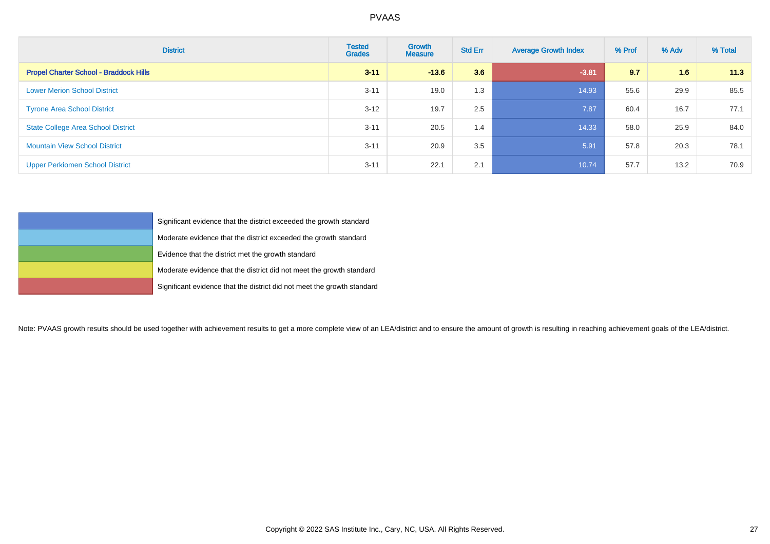PVAAS

| District | Tested Grades | Growth Measure | Std Err | Average Growth Index | % Prof | % Adv | % Total |
|---|---|---|---|---|---|---|---|
| **Propel Charter School - Braddock Hills** | **3-11** | **-13.6** | **3.6** | **-3.81** | **9.7** | **1.6** | **11.3** |
| Lower Merion School District | 3-11 | 19.0 | 1.3 | 14.93 | 55.6 | 29.9 | 85.5 |
| Tyrone Area School District | 3-12 | 19.7 | 2.5 | 7.87 | 60.4 | 16.7 | 77.1 |
| State College Area School District | 3-11 | 20.5 | 1.4 | 14.33 | 58.0 | 25.9 | 84.0 |
| Mountain View School District | 3-11 | 20.9 | 3.5 | 5.91 | 57.8 | 20.3 | 78.1 |
| Upper Perkiomen School District | 3-11 | 22.1 | 2.1 | 10.74 | 57.7 | 13.2 | 70.9 |

Significant evidence that the district exceeded the growth standard

Moderate evidence that the district exceeded the growth standard

Evidence that the district met the growth standard

Moderate evidence that the district did not meet the growth standard

Significant evidence that the district did not meet the growth standard

Note: PVAAS growth results should be used together with achievement results to get a more complete view of an LEA/district and to ensure the amount of growth is resulting in reaching achievement goals of the LEA/district.

Copyright © 2022 SAS Institute Inc., Cary, NC, USA. All Rights Reserved.